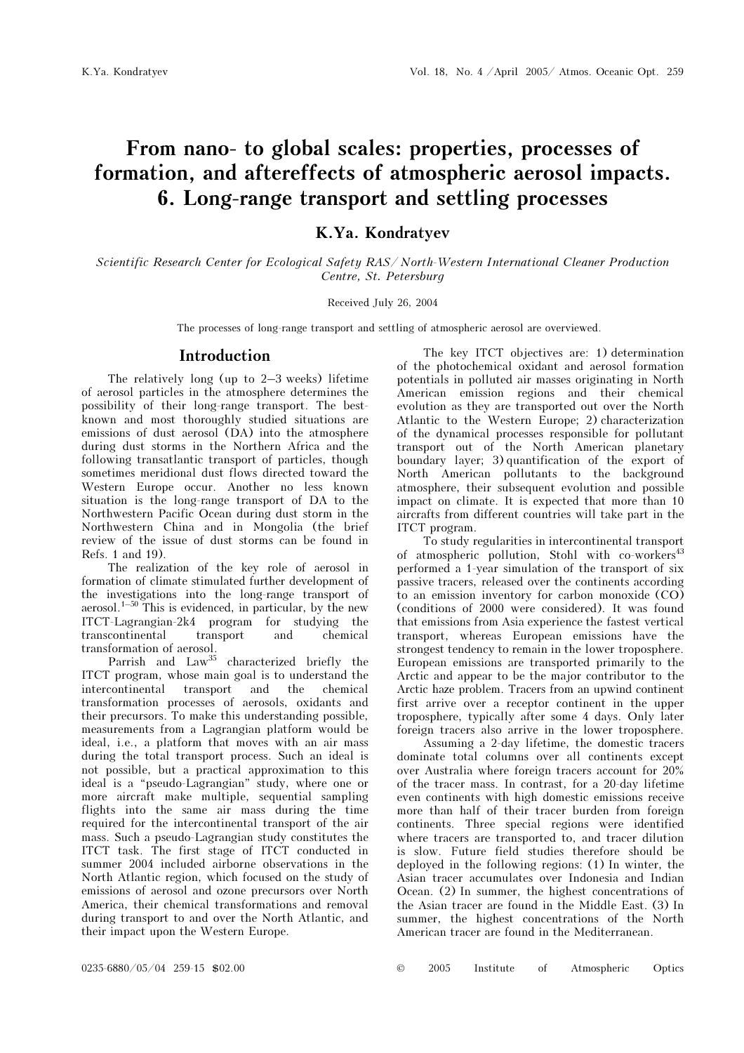# From nano- to global scales: properties, processes of formation, and aftereffects of atmospheric aerosol impacts. 6. Long-range transport and settling processes

**K.Ya. Kondratyev**

*Scientific Research Center for Ecological Safety RAS/ North-Western International Cleaner Production Centre, St. Petersburg*

Received July 26, 2004

The processes of long-range transport and settling of atmospheric aerosol are overviewed.

## Introduction

The relatively long (up to 2–3 weeks) lifetime of aerosol particles in the atmosphere determines the possibility of their long-range transport. The best-known and most thoroughly studied situations are emissions of dust aerosol (DA) into the atmosphere during dust storms in the Northern Africa and the following transatlantic transport of particles, though sometimes meridional dust flows directed toward the Western Europe occur. Another no less known situation is the long-range transport of DA to the Northwestern Pacific Ocean during dust storm in the Northwestern China and in Mongolia (the brief review of the issue of dust storms can be found in Refs. 1 and 19).

The realization of the key role of aerosol in formation of climate stimulated further development of the investigations into the long-range transport of aerosol.[1–50] This is evidenced, in particular, by the new ITCT-Lagrangian-2k4 program for studying the transcontinental transport and chemical transformation of aerosol.

Parrish and Law[35] characterized briefly the ITCT program, whose main goal is to understand the intercontinental transport and the chemical transformation processes of aerosols, oxidants and their precursors. To make this understanding possible, measurements from a Lagrangian platform would be ideal, i.e., a platform that moves with an air mass during the total transport process. Such an ideal is not possible, but a practical approximation to this ideal is a "pseudo-Lagrangian" study, where one or more aircraft make multiple, sequential sampling flights into the same air mass during the time required for the intercontinental transport of the air mass. Such a pseudo-Lagrangian study constitutes the ITCT task. The first stage of ITCT conducted in summer 2004 included airborne observations in the North Atlantic region, which focused on the study of emissions of aerosol and ozone precursors over North America, their chemical transformations and removal during transport to and over the North Atlantic, and their impact upon the Western Europe.

The key ITCT objectives are: 1) determination of the photochemical oxidant and aerosol formation potentials in polluted air masses originating in North American emission regions and their chemical evolution as they are transported out over the North Atlantic to the Western Europe; 2) characterization of the dynamical processes responsible for pollutant transport out of the North American planetary boundary layer; 3) quantification of the export of North American pollutants to the background atmosphere, their subsequent evolution and possible impact on climate. It is expected that more than 10 aircrafts from different countries will take part in the ITCT program.

To study regularities in intercontinental transport of atmospheric pollution, Stohl with co-workers[43] performed a 1-year simulation of the transport of six passive tracers, released over the continents according to an emission inventory for carbon monoxide (CO) (conditions of 2000 were considered). It was found that emissions from Asia experience the fastest vertical transport, whereas European emissions have the strongest tendency to remain in the lower troposphere. European emissions are transported primarily to the Arctic and appear to be the major contributor to the Arctic haze problem. Tracers from an upwind continent first arrive over a receptor continent in the upper troposphere, typically after some 4 days. Only later foreign tracers also arrive in the lower troposphere.

Assuming a 2-day lifetime, the domestic tracers dominate total columns over all continents except over Australia where foreign tracers account for 20% of the tracer mass. In contrast, for a 20-day lifetime even continents with high domestic emissions receive more than half of their tracer burden from foreign continents. Three special regions were identified where tracers are transported to, and tracer dilution is slow. Future field studies therefore should be deployed in the following regions: (1) In winter, the Asian tracer accumulates over Indonesia and Indian Ocean. (2) In summer, the highest concentrations of the Asian tracer are found in the Middle East. (3) In summer, the highest concentrations of the North American tracer are found in the Mediterranean.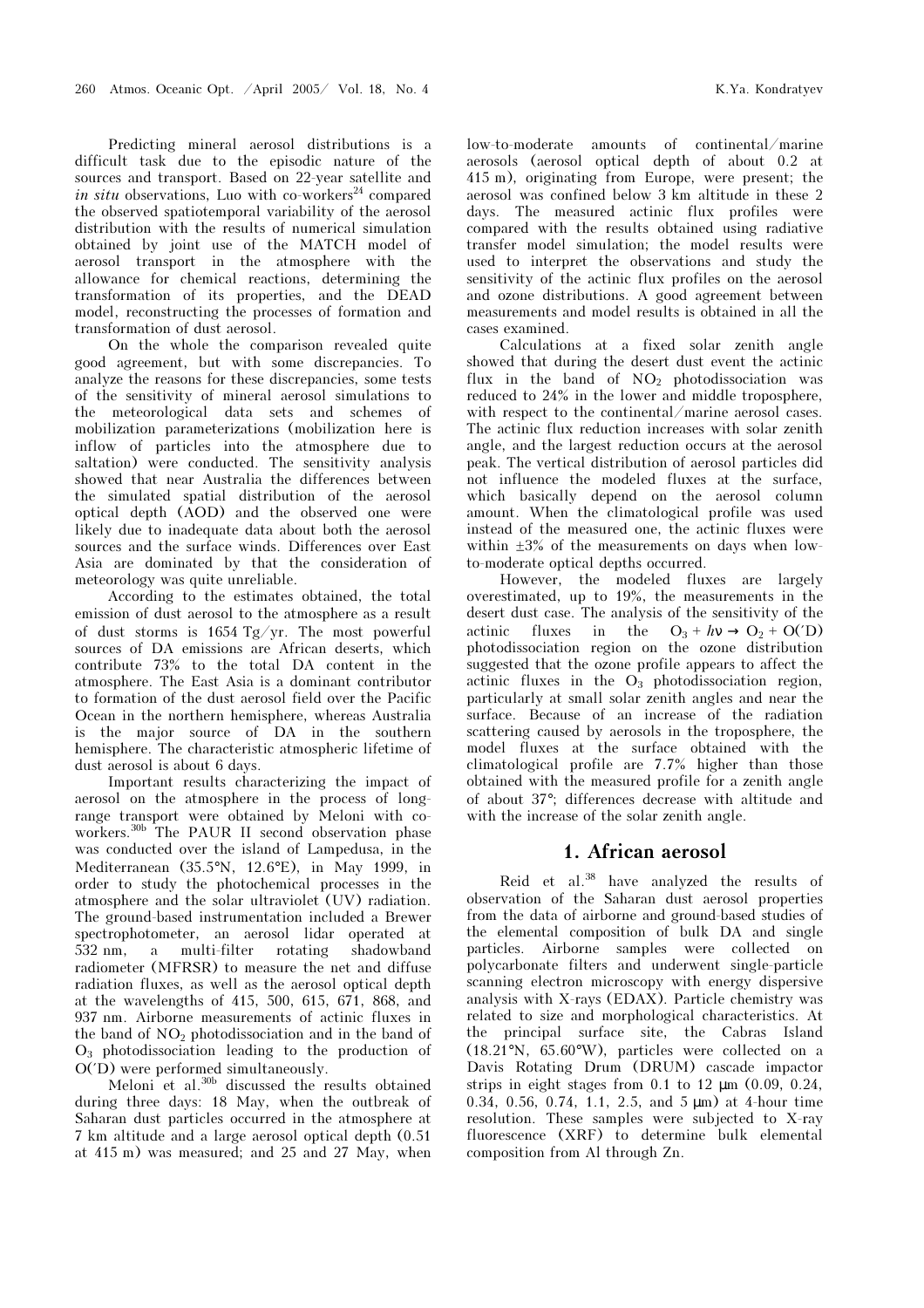Predicting mineral aerosol distributions is a difficult task due to the episodic nature of the sources and transport. Based on 22-year satellite and *in situ* observations, Luo with co-workers[24] compared the observed spatiotemporal variability of the aerosol distribution with the results of numerical simulation obtained by joint use of the MATCH model of aerosol transport in the atmosphere with the allowance for chemical reactions, determining the transformation of its properties, and the DEAD model, reconstructing the processes of formation and transformation of dust aerosol.

On the whole the comparison revealed quite good agreement, but with some discrepancies. To analyze the reasons for these discrepancies, some tests of the sensitivity of mineral aerosol simulations to the meteorological data sets and schemes of mobilization parameterizations (mobilization here is inflow of particles into the atmosphere due to saltation) were conducted. The sensitivity analysis showed that near Australia the differences between the simulated spatial distribution of the aerosol optical depth (AOD) and the observed one were likely due to inadequate data about both the aerosol sources and the surface winds. Differences over East Asia are dominated by that the consideration of meteorology was quite unreliable.

According to the estimates obtained, the total emission of dust aerosol to the atmosphere as a result of dust storms is 1654 Tg/yr. The most powerful sources of DA emissions are African deserts, which contribute 73% to the total DA content in the atmosphere. The East Asia is a dominant contributor to formation of the dust aerosol field over the Pacific Ocean in the northern hemisphere, whereas Australia is the major source of DA in the southern hemisphere. The characteristic atmospheric lifetime of dust aerosol is about 6 days.

Important results characterizing the impact of aerosol on the atmosphere in the process of long-range transport were obtained by Meloni with co-workers.[30b] The PAUR II second observation phase was conducted over the island of Lampedusa, in the Mediterranean (35.5°N, 12.6°E), in May 1999, in order to study the photochemical processes in the atmosphere and the solar ultraviolet (UV) radiation. The ground-based instrumentation included a Brewer spectrophotometer, an aerosol lidar operated at 532 nm, a multi-filter rotating shadowband radiometer (MFRSR) to measure the net and diffuse radiation fluxes, as well as the aerosol optical depth at the wavelengths of 415, 500, 615, 671, 868, and 937 nm. Airborne measurements of actinic fluxes in the band of $NO_2$ photodissociation and in the band of $O_3$ photodissociation leading to the production of $O(^1D)$ were performed simultaneously.

Meloni et al.[30b] discussed the results obtained during three days: 18 May, when the outbreak of Saharan dust particles occurred in the atmosphere at 7 km altitude and a large aerosol optical depth (0.51 at 415 m) was measured; and 25 and 27 May, when low-to-moderate amounts of continental/marine aerosols (aerosol optical depth of about 0.2 at 415 m), originating from Europe, were present; the aerosol was confined below 3 km altitude in these 2 days. The measured actinic flux profiles were compared with the results obtained using radiative transfer model simulation; the model results were used to interpret the observations and study the sensitivity of the actinic flux profiles on the aerosol and ozone distributions. A good agreement between measurements and model results is obtained in all the cases examined.

Calculations at a fixed solar zenith angle showed that during the desert dust event the actinic flux in the band of $NO_2$ photodissociation was reduced to 24% in the lower and middle troposphere, with respect to the continental/marine aerosol cases. The actinic flux reduction increases with solar zenith angle, and the largest reduction occurs at the aerosol peak. The vertical distribution of aerosol particles did not influence the modeled fluxes at the surface, which basically depend on the aerosol column amount. When the climatological profile was used instead of the measured one, the actinic fluxes were within ±3% of the measurements on days when low-to-moderate optical depths occurred.

However, the modeled fluxes are largely overestimated, up to 19%, the measurements in the desert dust case. The analysis of the sensitivity of the actinic fluxes in the $O_3 + h\nu \rightarrow O_2 + O(^1D)$ photodissociation region on the ozone distribution suggested that the ozone profile appears to affect the actinic fluxes in the $O_3$ photodissociation region, particularly at small solar zenith angles and near the surface. Because of an increase of the radiation scattering caused by aerosols in the troposphere, the model fluxes at the surface obtained with the climatological profile are 7.7% higher than those obtained with the measured profile for a zenith angle of about 37°; differences decrease with altitude and with the increase of the solar zenith angle.

## 1. African aerosol

Reid et al.[38] have analyzed the results of observation of the Saharan dust aerosol properties from the data of airborne and ground-based studies of the elemental composition of bulk DA and single particles. Airborne samples were collected on polycarbonate filters and underwent single-particle scanning electron microscopy with energy dispersive analysis with X-rays (EDAX). Particle chemistry was related to size and morphological characteristics. At the principal surface site, the Cabras Island (18.21°N, 65.60°W), particles were collected on a Davis Rotating Drum (DRUM) cascade impactor strips in eight stages from 0.1 to 12 μm (0.09, 0.24, 0.34, 0.56, 0.74, 1.1, 2.5, and 5 μm) at 4-hour time resolution. These samples were subjected to X-ray fluorescence (XRF) to determine bulk elemental composition from Al through Zn.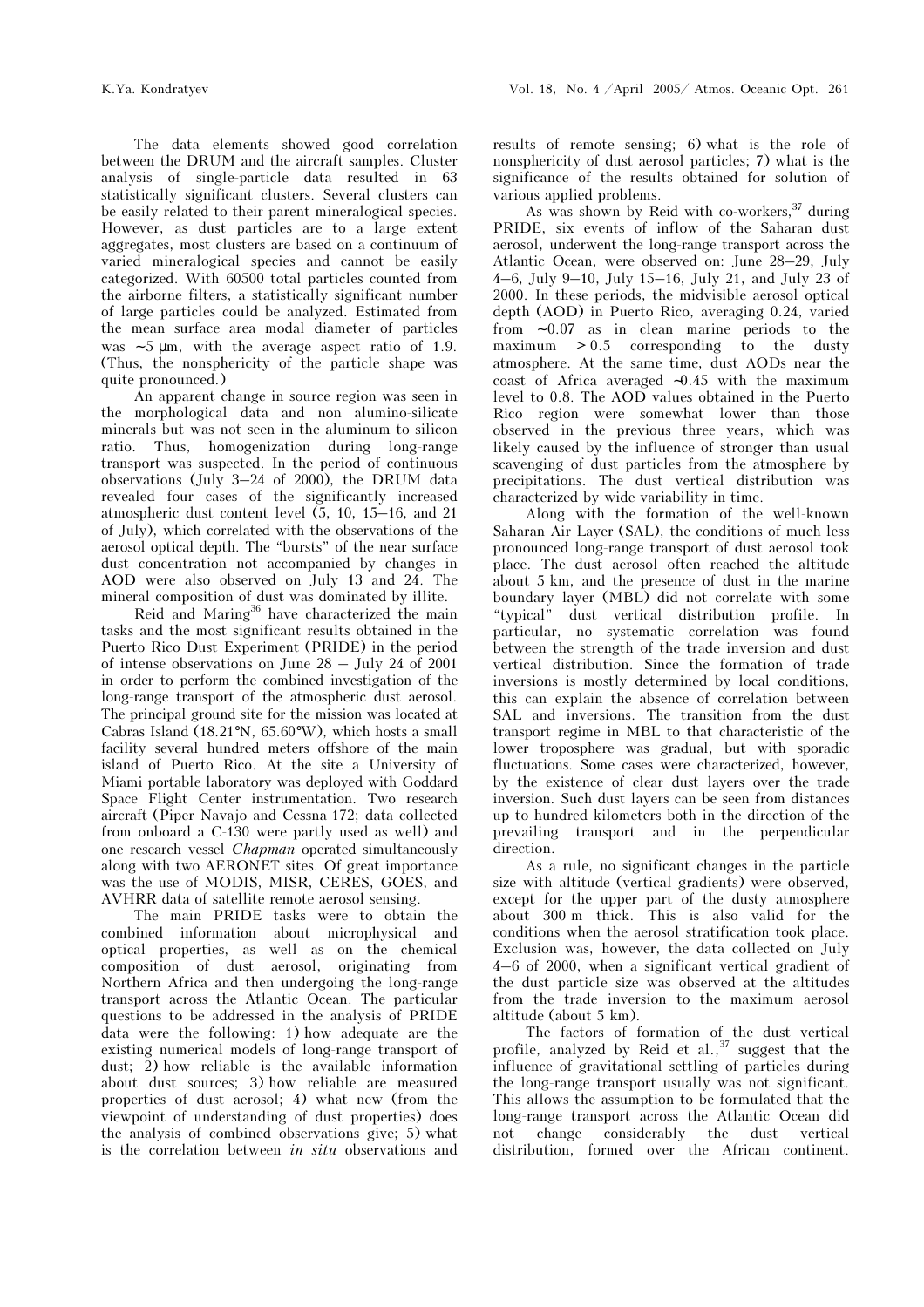The data elements showed good correlation between the DRUM and the aircraft samples. Cluster analysis of single-particle data resulted in 63 statistically significant clusters. Several clusters can be easily related to their parent mineralogical species. However, as dust particles are to a large extent aggregates, most clusters are based on a continuum of varied mineralogical species and cannot be easily categorized. With 60500 total particles counted from the airborne filters, a statistically significant number of large particles could be analyzed. Estimated from the mean surface area modal diameter of particles was ~5 μm, with the average aspect ratio of 1.9. (Thus, the nonsphericity of the particle shape was quite pronounced.)

An apparent change in source region was seen in the morphological data and non alumino-silicate minerals but was not seen in the aluminum to silicon ratio. Thus, homogenization during long-range transport was suspected. In the period of continuous observations (July 3–24 of 2000), the DRUM data revealed four cases of the significantly increased atmospheric dust content level (5, 10, 15–16, and 21 of July), which correlated with the observations of the aerosol optical depth. The "bursts" of the near surface dust concentration not accompanied by changes in AOD were also observed on July 13 and 24. The mineral composition of dust was dominated by illite.

Reid and Maring[36] have characterized the main tasks and the most significant results obtained in the Puerto Rico Dust Experiment (PRIDE) in the period of intense observations on June 28 – July 24 of 2001 in order to perform the combined investigation of the long-range transport of the atmospheric dust aerosol. The principal ground site for the mission was located at Cabras Island (18.21°N, 65.60°W), which hosts a small facility several hundred meters offshore of the main island of Puerto Rico. At the site a University of Miami portable laboratory was deployed with Goddard Space Flight Center instrumentation. Two research aircraft (Piper Navajo and Cessna-172; data collected from onboard a C-130 were partly used as well) and one research vessel *Chapman* operated simultaneously along with two AERONET sites. Of great importance was the use of MODIS, MISR, CERES, GOES, and AVHRR data of satellite remote aerosol sensing.

The main PRIDE tasks were to obtain the combined information about microphysical and optical properties, as well as on the chemical composition of dust aerosol, originating from Northern Africa and then undergoing the long-range transport across the Atlantic Ocean. The particular questions to be addressed in the analysis of PRIDE data were the following: 1) how adequate are the existing numerical models of long-range transport of dust; 2) how reliable is the available information about dust sources; 3) how reliable are measured properties of dust aerosol; 4) what new (from the viewpoint of understanding of dust properties) does the analysis of combined observations give; 5) what is the correlation between *in situ* observations and results of remote sensing; 6) what is the role of nonsphericity of dust aerosol particles; 7) what is the significance of the results obtained for solution of various applied problems.

As was shown by Reid with co-workers,[37] during PRIDE, six events of inflow of the Saharan dust aerosol, underwent the long-range transport across the Atlantic Ocean, were observed on: June 28–29, July 4–6, July 9–10, July 15–16, July 21, and July 23 of 2000. In these periods, the midvisible aerosol optical depth (AOD) in Puerto Rico, averaging 0.24, varied from ~0.07 as in clean marine periods to the maximum > 0.5 corresponding to the dusty atmosphere. At the same time, dust AODs near the coast of Africa averaged ~0.45 with the maximum level to 0.8. The AOD values obtained in the Puerto Rico region were somewhat lower than those observed in the previous three years, which was likely caused by the influence of stronger than usual scavenging of dust particles from the atmosphere by precipitations. The dust vertical distribution was characterized by wide variability in time.

Along with the formation of the well-known Saharan Air Layer (SAL), the conditions of much less pronounced long-range transport of dust aerosol took place. The dust aerosol often reached the altitude about 5 km, and the presence of dust in the marine boundary layer (MBL) did not correlate with some "typical" dust vertical distribution profile. In particular, no systematic correlation was found between the strength of the trade inversion and dust vertical distribution. Since the formation of trade inversions is mostly determined by local conditions, this can explain the absence of correlation between SAL and inversions. The transition from the dust transport regime in MBL to that characteristic of the lower troposphere was gradual, but with sporadic fluctuations. Some cases were characterized, however, by the existence of clear dust layers over the trade inversion. Such dust layers can be seen from distances up to hundred kilometers both in the direction of the prevailing transport and in the perpendicular direction.

As a rule, no significant changes in the particle size with altitude (vertical gradients) were observed, except for the upper part of the dusty atmosphere about 300 m thick. This is also valid for the conditions when the aerosol stratification took place. Exclusion was, however, the data collected on July 4–6 of 2000, when a significant vertical gradient of the dust particle size was observed at the altitudes from the trade inversion to the maximum aerosol altitude (about 5 km).

The factors of formation of the dust vertical profile, analyzed by Reid et al.,[37] suggest that the influence of gravitational settling of particles during the long-range transport usually was not significant. This allows the assumption to be formulated that the long-range transport across the Atlantic Ocean did not change considerably the dust vertical distribution, formed over the African continent.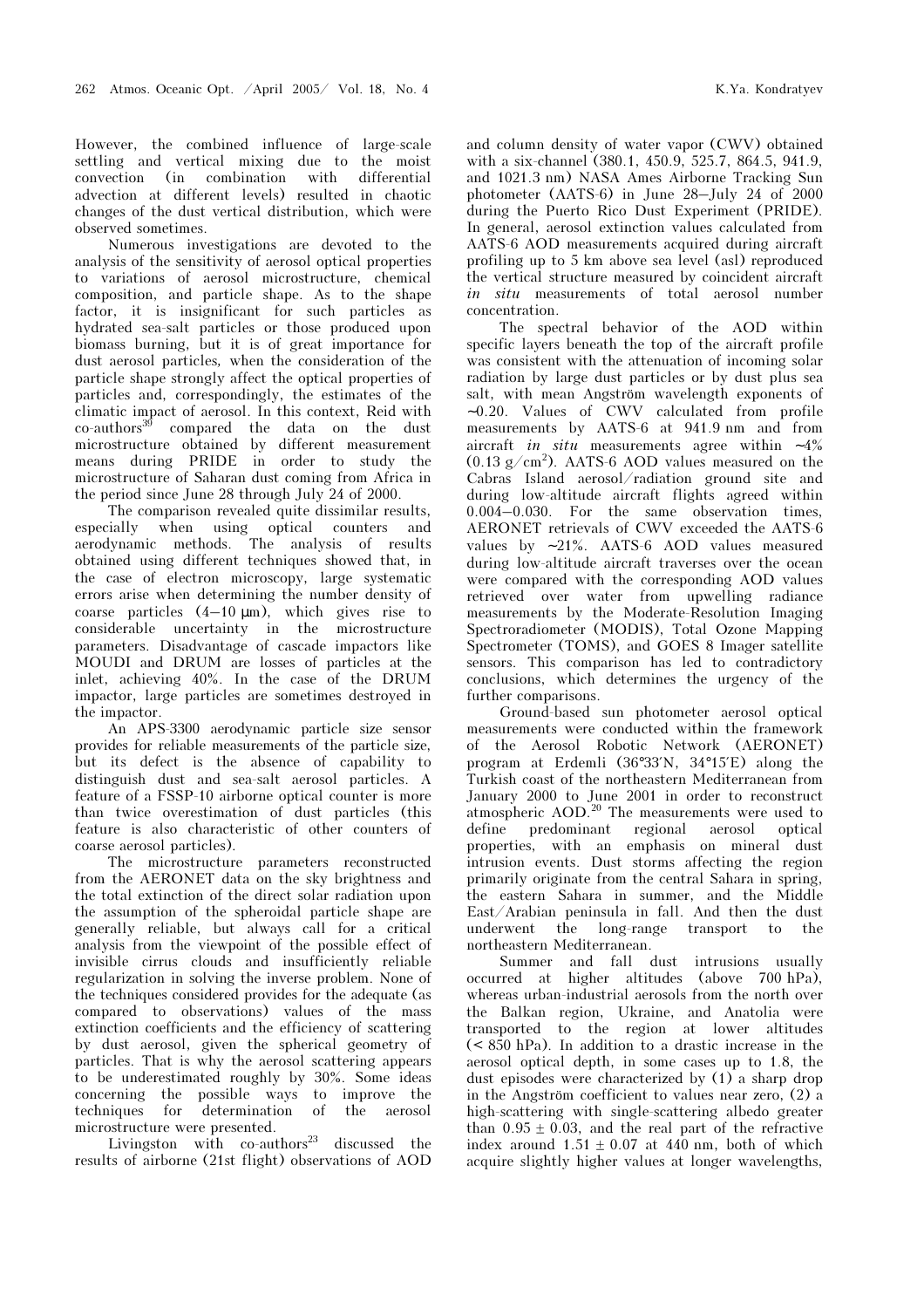However, the combined influence of large-scale settling and vertical mixing due to the moist convection (in combination with differential advection at different levels) resulted in chaotic changes of the dust vertical distribution, which were observed sometimes.

Numerous investigations are devoted to the analysis of the sensitivity of aerosol optical properties to variations of aerosol microstructure, chemical composition, and particle shape. As to the shape factor, it is insignificant for such particles as hydrated sea-salt particles or those produced upon biomass burning, but it is of great importance for dust aerosol particles, when the consideration of the particle shape strongly affect the optical properties of particles and, correspondingly, the estimates of the climatic impact of aerosol. In this context, Reid with co-authors[39] compared the data on the dust microstructure obtained by different measurement means during PRIDE in order to study the microstructure of Saharan dust coming from Africa in the period since June 28 through July 24 of 2000.

The comparison revealed quite dissimilar results, especially when using optical counters and aerodynamic methods. The analysis of results obtained using different techniques showed that, in the case of electron microscopy, large systematic errors arise when determining the number density of coarse particles (4–10 μm), which gives rise to considerable uncertainty in the microstructure parameters. Disadvantage of cascade impactors like MOUDI and DRUM are losses of particles at the inlet, achieving 40%. In the case of the DRUM impactor, large particles are sometimes destroyed in the impactor.

An APS-3300 aerodynamic particle size sensor provides for reliable measurements of the particle size, but its defect is the absence of capability to distinguish dust and sea-salt aerosol particles. A feature of a FSSP-10 airborne optical counter is more than twice overestimation of dust particles (this feature is also characteristic of other counters of coarse aerosol particles).

The microstructure parameters reconstructed from the AERONET data on the sky brightness and the total extinction of the direct solar radiation upon the assumption of the spheroidal particle shape are generally reliable, but always call for a critical analysis from the viewpoint of the possible effect of invisible cirrus clouds and insufficiently reliable regularization in solving the inverse problem. None of the techniques considered provides for the adequate (as compared to observations) values of the mass extinction coefficients and the efficiency of scattering by dust aerosol, given the spherical geometry of particles. That is why the aerosol scattering appears to be underestimated roughly by 30%. Some ideas concerning the possible ways to improve the techniques for determination of the aerosol microstructure were presented.

Livingston with co-authors[23] discussed the results of airborne (21st flight) observations of AOD and column density of water vapor (CWV) obtained with a six-channel (380.1, 450.9, 525.7, 864.5, 941.9, and 1021.3 nm) NASA Ames Airborne Tracking Sun photometer (AATS-6) in June 28–July 24 of 2000 during the Puerto Rico Dust Experiment (PRIDE). In general, aerosol extinction values calculated from AATS-6 AOD measurements acquired during aircraft profiling up to 5 km above sea level (asl) reproduced the vertical structure measured by coincident aircraft *in situ* measurements of total aerosol number concentration.

The spectral behavior of the AOD within specific layers beneath the top of the aircraft profile was consistent with the attenuation of incoming solar radiation by large dust particles or by dust plus sea salt, with mean Angström wavelength exponents of ~0.20. Values of CWV calculated from profile measurements by AATS-6 at 941.9 nm and from aircraft *in situ* measurements agree within ~4% (0.13 g/cm$^2$). AATS-6 AOD values measured on the Cabras Island aerosol/radiation ground site and during low-altitude aircraft flights agreed within 0.004–0.030. For the same observation times, AERONET retrievals of CWV exceeded the AATS-6 values by ~21%. AATS-6 AOD values measured during low-altitude aircraft traverses over the ocean were compared with the corresponding AOD values retrieved over water from upwelling radiance measurements by the Moderate-Resolution Imaging Spectroradiometer (MODIS), Total Ozone Mapping Spectrometer (TOMS), and GOES 8 Imager satellite sensors. This comparison has led to contradictory conclusions, which determines the urgency of the further comparisons.

Ground-based sun photometer aerosol optical measurements were conducted within the framework of the Aerosol Robotic Network (AERONET) program at Erdemli (36°33′N, 34°15′E) along the Turkish coast of the northeastern Mediterranean from January 2000 to June 2001 in order to reconstruct atmospheric AOD.[20] The measurements were used to define predominant regional aerosol optical properties, with an emphasis on mineral dust intrusion events. Dust storms affecting the region primarily originate from the central Sahara in spring, the eastern Sahara in summer, and the Middle East/Arabian peninsula in fall. And then the dust underwent the long-range transport to the northeastern Mediterranean.

Summer and fall dust intrusions usually occurred at higher altitudes (above 700 hPa), whereas urban-industrial aerosols from the north over the Balkan region, Ukraine, and Anatolia were transported to the region at lower altitudes (< 850 hPa). In addition to a drastic increase in the aerosol optical depth, in some cases up to 1.8, the dust episodes were characterized by (1) a sharp drop in the Angström coefficient to values near zero, (2) a high-scattering with single-scattering albedo greater than 0.95 ± 0.03, and the real part of the refractive index around 1.51 ± 0.07 at 440 nm, both of which acquire slightly higher values at longer wavelengths,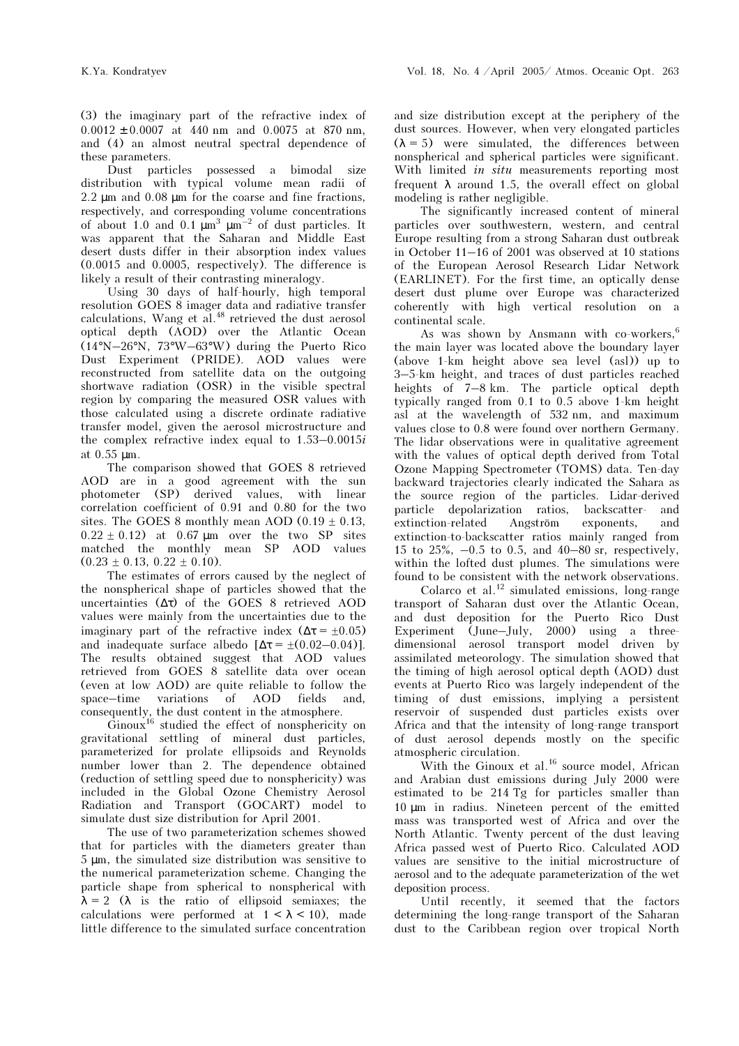(3) the imaginary part of the refractive index of $0.0012 \pm 0.0007$ at 440 nm and 0.0075 at 870 nm, and (4) an almost neutral spectral dependence of these parameters.

Dust particles possessed a bimodal size distribution with typical volume mean radii of 2.2 μm and 0.08 μm for the coarse and fine fractions, respectively, and corresponding volume concentrations of about 1.0 and 0.1 $\mu m^3\ \mu m^{-2}$ of dust particles. It was apparent that the Saharan and Middle East desert dusts differ in their absorption index values (0.0015 and 0.0005, respectively). The difference is likely a result of their contrasting mineralogy.

Using 30 days of half-hourly, high temporal resolution GOES 8 imager data and radiative transfer calculations, Wang et al.[48] retrieved the dust aerosol optical depth (AOD) over the Atlantic Ocean (14°N–26°N, 73°W–63°W) during the Puerto Rico Dust Experiment (PRIDE). AOD values were reconstructed from satellite data on the outgoing shortwave radiation (OSR) in the visible spectral region by comparing the measured OSR values with those calculated using a discrete ordinate radiative transfer model, given the aerosol microstructure and the complex refractive index equal to $1.53–0.0015i$ at 0.55 μm.

The comparison showed that GOES 8 retrieved AOD are in a good agreement with the sun photometer (SP) derived values, with linear correlation coefficient of 0.91 and 0.80 for the two sites. The GOES 8 monthly mean AOD ($0.19 \pm 0.13$, $0.22 \pm 0.12$) at 0.67 μm over the two SP sites matched the monthly mean SP AOD values ($0.23 \pm 0.13$, $0.22 \pm 0.10$).

The estimates of errors caused by the neglect of the nonspherical shape of particles showed that the uncertainties ($\Delta\tau$) of the GOES 8 retrieved AOD values were mainly from the uncertainties due to the imaginary part of the refractive index ($\Delta\tau = \pm 0.05$) and inadequate surface albedo [$\Delta\tau = \pm(0.02–0.04)$]. The results obtained suggest that AOD values retrieved from GOES 8 satellite data over ocean (even at low AOD) are quite reliable to follow the space–time variations of AOD fields and, consequently, the dust content in the atmosphere.

Ginoux[16] studied the effect of nonsphericity on gravitational settling of mineral dust particles, parameterized for prolate ellipsoids and Reynolds number lower than 2. The dependence obtained (reduction of settling speed due to nonsphericity) was included in the Global Ozone Chemistry Aerosol Radiation and Transport (GOCART) model to simulate dust size distribution for April 2001.

The use of two parameterization schemes showed that for particles with the diameters greater than 5 μm, the simulated size distribution was sensitive to the numerical parameterization scheme. Changing the particle shape from spherical to nonspherical with $\lambda = 2$ ($\lambda$ is the ratio of ellipsoid semiaxes; the calculations were performed at $1 < \lambda < 10$), made little difference to the simulated surface concentration and size distribution except at the periphery of the dust sources. However, when very elongated particles ($\lambda = 5$) were simulated, the differences between nonspherical and spherical particles were significant. With limited *in situ* measurements reporting most frequent $\lambda$ around 1.5, the overall effect on global modeling is rather negligible.

The significantly increased content of mineral particles over southwestern, western, and central Europe resulting from a strong Saharan dust outbreak in October 11–16 of 2001 was observed at 10 stations of the European Aerosol Research Lidar Network (EARLINET). For the first time, an optically dense desert dust plume over Europe was characterized coherently with high vertical resolution on a continental scale.

As was shown by Ansmann with co-workers,[6] the main layer was located above the boundary layer (above 1-km height above sea level (asl)) up to 3–5-km height, and traces of dust particles reached heights of 7–8 km. The particle optical depth typically ranged from 0.1 to 0.5 above 1-km height asl at the wavelength of 532 nm, and maximum values close to 0.8 were found over northern Germany. The lidar observations were in qualitative agreement with the values of optical depth derived from Total Ozone Mapping Spectrometer (TOMS) data. Ten-day backward trajectories clearly indicated the Sahara as the source region of the particles. Lidar-derived particle depolarization ratios, backscatter- and extinction-related Angström exponents, and extinction-to-backscatter ratios mainly ranged from 15 to 25%, –0.5 to 0.5, and 40–80 sr, respectively, within the lofted dust plumes. The simulations were found to be consistent with the network observations.

Colarco et al.[12] simulated emissions, long-range transport of Saharan dust over the Atlantic Ocean, and dust deposition for the Puerto Rico Dust Experiment (June–July, 2000) using a three-dimensional aerosol transport model driven by assimilated meteorology. The simulation showed that the timing of high aerosol optical depth (AOD) dust events at Puerto Rico was largely independent of the timing of dust emissions, implying a persistent reservoir of suspended dust particles exists over Africa and that the intensity of long-range transport of dust aerosol depends mostly on the specific atmospheric circulation.

With the Ginoux et al.[16] source model, African and Arabian dust emissions during July 2000 were estimated to be 214 Tg for particles smaller than 10 μm in radius. Nineteen percent of the emitted mass was transported west of Africa and over the North Atlantic. Twenty percent of the dust leaving Africa passed west of Puerto Rico. Calculated AOD values are sensitive to the initial microstructure of aerosol and to the adequate parameterization of the wet deposition process.

Until recently, it seemed that the factors determining the long-range transport of the Saharan dust to the Caribbean region over tropical North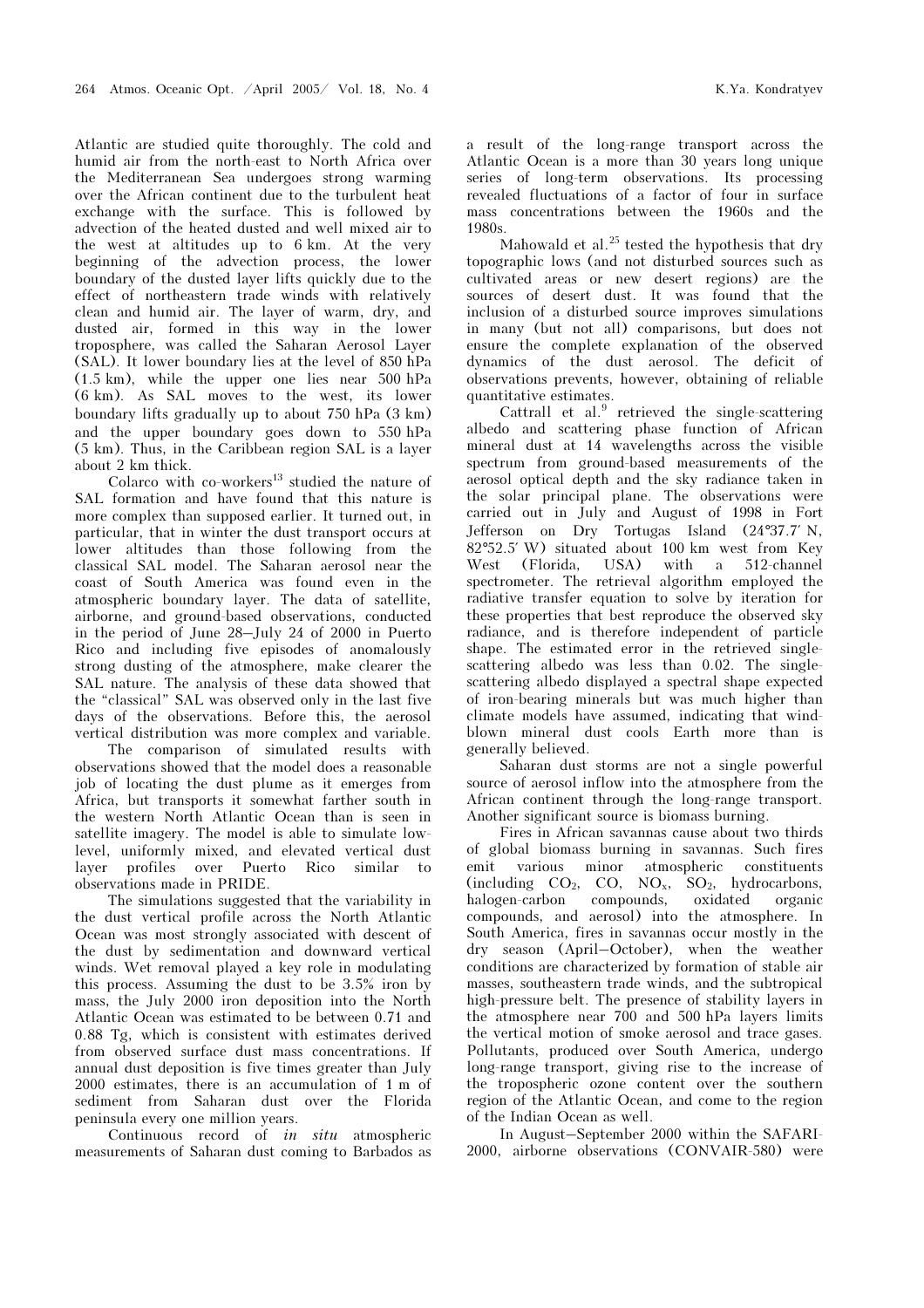Atlantic are studied quite thoroughly. The cold and humid air from the north-east to North Africa over the Mediterranean Sea undergoes strong warming over the African continent due to the turbulent heat exchange with the surface. This is followed by advection of the heated dusted and well mixed air to the west at altitudes up to 6 km. At the very beginning of the advection process, the lower boundary of the dusted layer lifts quickly due to the effect of northeastern trade winds with relatively clean and humid air. The layer of warm, dry, and dusted air, formed in this way in the lower troposphere, was called the Saharan Aerosol Layer (SAL). It lower boundary lies at the level of 850 hPa (1.5 km), while the upper one lies near 500 hPa (6 km). As SAL moves to the west, its lower boundary lifts gradually up to about 750 hPa (3 km) and the upper boundary goes down to 550 hPa (5 km). Thus, in the Caribbean region SAL is a layer about 2 km thick.

Colarco with co-workers[13] studied the nature of SAL formation and have found that this nature is more complex than supposed earlier. It turned out, in particular, that in winter the dust transport occurs at lower altitudes than those following from the classical SAL model. The Saharan aerosol near the coast of South America was found even in the atmospheric boundary layer. The data of satellite, airborne, and ground-based observations, conducted in the period of June 28–July 24 of 2000 in Puerto Rico and including five episodes of anomalously strong dusting of the atmosphere, make clearer the SAL nature. The analysis of these data showed that the "classical" SAL was observed only in the last five days of the observations. Before this, the aerosol vertical distribution was more complex and variable.

The comparison of simulated results with observations showed that the model does a reasonable job of locating the dust plume as it emerges from Africa, but transports it somewhat farther south in the western North Atlantic Ocean than is seen in satellite imagery. The model is able to simulate low-level, uniformly mixed, and elevated vertical dust layer profiles over Puerto Rico similar to observations made in PRIDE.

The simulations suggested that the variability in the dust vertical profile across the North Atlantic Ocean was most strongly associated with descent of the dust by sedimentation and downward vertical winds. Wet removal played a key role in modulating this process. Assuming the dust to be 3.5% iron by mass, the July 2000 iron deposition into the North Atlantic Ocean was estimated to be between 0.71 and 0.88 Tg, which is consistent with estimates derived from observed surface dust mass concentrations. If annual dust deposition is five times greater than July 2000 estimates, there is an accumulation of 1 m of sediment from Saharan dust over the Florida peninsula every one million years.

Continuous record of *in situ* atmospheric measurements of Saharan dust coming to Barbados as a result of the long-range transport across the Atlantic Ocean is a more than 30 years long unique series of long-term observations. Its processing revealed fluctuations of a factor of four in surface mass concentrations between the 1960s and the 1980s.

Mahowald et al.[25] tested the hypothesis that dry topographic lows (and not disturbed sources such as cultivated areas or new desert regions) are the sources of desert dust. It was found that the inclusion of a disturbed source improves simulations in many (but not all) comparisons, but does not ensure the complete explanation of the observed dynamics of the dust aerosol. The deficit of observations prevents, however, obtaining of reliable quantitative estimates.

Cattrall et al.[9] retrieved the single-scattering albedo and scattering phase function of African mineral dust at 14 wavelengths across the visible spectrum from ground-based measurements of the aerosol optical depth and the sky radiance taken in the solar principal plane. The observations were carried out in July and August of 1998 in Fort Jefferson on Dry Tortugas Island (24°37.7′ N, 82°52.5′ W) situated about 100 km west from Key West (Florida, USA) with a 512-channel spectrometer. The retrieval algorithm employed the radiative transfer equation to solve by iteration for these properties that best reproduce the observed sky radiance, and is therefore independent of particle shape. The estimated error in the retrieved single-scattering albedo was less than 0.02. The single-scattering albedo displayed a spectral shape expected of iron-bearing minerals but was much higher than climate models have assumed, indicating that wind-blown mineral dust cools Earth more than is generally believed.

Saharan dust storms are not a single powerful source of aerosol inflow into the atmosphere from the African continent through the long-range transport. Another significant source is biomass burning.

Fires in African savannas cause about two thirds of global biomass burning in savannas. Such fires emit various minor atmospheric constituents (including $CO_2$, CO, $NO_x$, $SO_2$, hydrocarbons, halogen-carbon compounds, oxidated organic compounds, and aerosol) into the atmosphere. In South America, fires in savannas occur mostly in the dry season (April–October), when the weather conditions are characterized by formation of stable air masses, southeastern trade winds, and the subtropical high-pressure belt. The presence of stability layers in the atmosphere near 700 and 500 hPa layers limits the vertical motion of smoke aerosol and trace gases. Pollutants, produced over South America, undergo long-range transport, giving rise to the increase of the tropospheric ozone content over the southern region of the Atlantic Ocean, and come to the region of the Indian Ocean as well.

In August–September 2000 within the SAFARI-2000, airborne observations (CONVAIR-580) were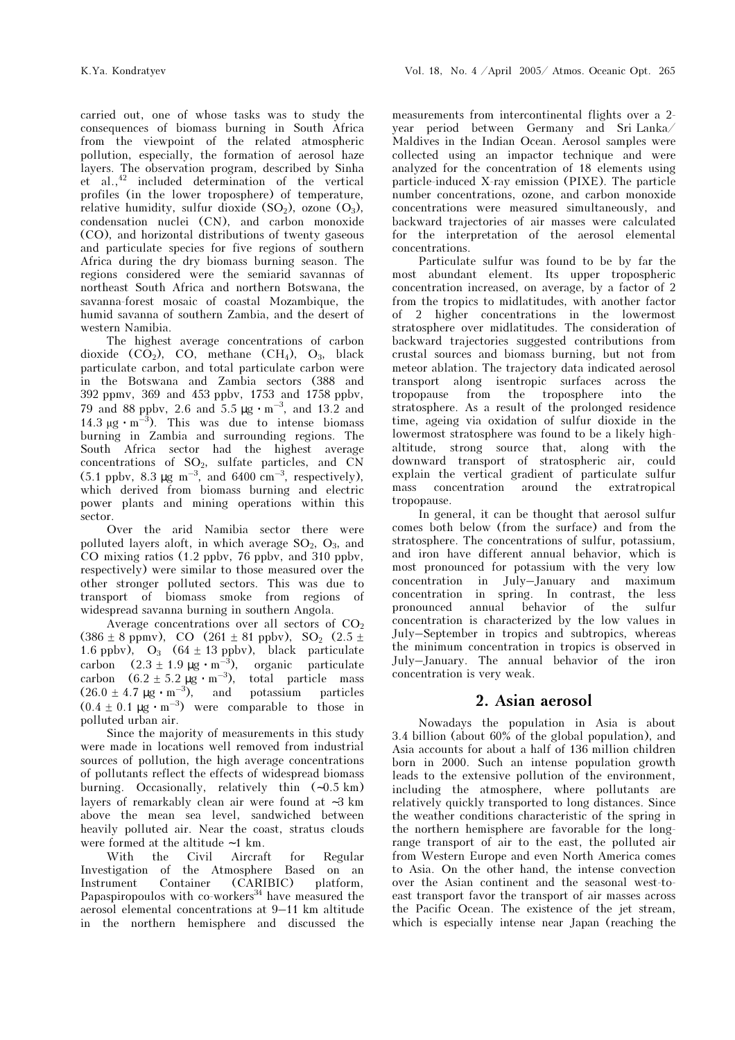carried out, one of whose tasks was to study the consequences of biomass burning in South Africa from the viewpoint of the related atmospheric pollution, especially, the formation of aerosol haze layers. The observation program, described by Sinha et al.,[42] included determination of the vertical profiles (in the lower troposphere) of temperature, relative humidity, sulfur dioxide ($SO_2$), ozone ($O_3$), condensation nuclei (CN), and carbon monoxide (CO), and horizontal distributions of twenty gaseous and particulate species for five regions of southern Africa during the dry biomass burning season. The regions considered were the semiarid savannas of northeast South Africa and northern Botswana, the savanna-forest mosaic of coastal Mozambique, the humid savanna of southern Zambia, and the desert of western Namibia.

The highest average concentrations of carbon dioxide ($CO_2$), CO, methane ($CH_4$), $O_3$, black particulate carbon, and total particulate carbon were in the Botswana and Zambia sectors (388 and 392 ppmv, 369 and 453 ppbv, 1753 and 1758 ppbv, 79 and 88 ppbv, 2.6 and 5.5 $\mu g \cdot m^{-3}$, and 13.2 and 14.3 $\mu g \cdot m^{-3}$). This was due to intense biomass burning in Zambia and surrounding regions. The South Africa sector had the highest average concentrations of $SO_2$, sulfate particles, and CN (5.1 ppbv, 8.3 $\mu g\ m^{-3}$, and 6400 $cm^{-3}$, respectively), which derived from biomass burning and electric power plants and mining operations within this sector.

Over the arid Namibia sector there were polluted layers aloft, in which average $SO_2$, $O_3$, and CO mixing ratios (1.2 ppbv, 76 ppbv, and 310 ppbv, respectively) were similar to those measured over the other stronger polluted sectors. This was due to transport of biomass smoke from regions of widespread savanna burning in southern Angola.

Average concentrations over all sectors of $CO_2$ ($386 \pm 8$ ppmv), CO ($261 \pm 81$ ppbv), $SO_2$ ($2.5 \pm 1.6$ ppbv), $O_3$ ($64 \pm 13$ ppbv), black particulate carbon ($2.3 \pm 1.9\ \mu g \cdot m^{-3}$), organic particulate carbon ($6.2 \pm 5.2\ \mu g \cdot m^{-3}$), total particle mass ($26.0 \pm 4.7\ \mu g \cdot m^{-3}$), and potassium particles ($0.4 \pm 0.1\ \mu g \cdot m^{-3}$) were comparable to those in polluted urban air.

Since the majority of measurements in this study were made in locations well removed from industrial sources of pollution, the high average concentrations of pollutants reflect the effects of widespread biomass burning. Occasionally, relatively thin (~0.5 km) layers of remarkably clean air were found at ~3 km above the mean sea level, sandwiched between heavily polluted air. Near the coast, stratus clouds were formed at the altitude ~1 km.

With the Civil Aircraft for Regular Investigation of the Atmosphere Based on an Instrument Container (CARIBIC) platform, Papaspiropoulos with co-workers[34] have measured the aerosol elemental concentrations at 9–11 km altitude in the northern hemisphere and discussed the measurements from intercontinental flights over a 2-year period between Germany and Sri Lanka/Maldives in the Indian Ocean. Aerosol samples were collected using an impactor technique and were analyzed for the concentration of 18 elements using particle-induced X-ray emission (PIXE). The particle number concentrations, ozone, and carbon monoxide concentrations were measured simultaneously, and backward trajectories of air masses were calculated for the interpretation of the aerosol elemental concentrations.

Particulate sulfur was found to be by far the most abundant element. Its upper tropospheric concentration increased, on average, by a factor of 2 from the tropics to midlatitudes, with another factor of 2 higher concentrations in the lowermost stratosphere over midlatitudes. The consideration of backward trajectories suggested contributions from crustal sources and biomass burning, but not from meteor ablation. The trajectory data indicated aerosol transport along isentropic surfaces across the tropopause from the troposphere into the stratosphere. As a result of the prolonged residence time, ageing via oxidation of sulfur dioxide in the lowermost stratosphere was found to be a likely high-altitude, strong source that, along with the downward transport of stratospheric air, could explain the vertical gradient of particulate sulfur mass concentration around the extratropical tropopause.

In general, it can be thought that aerosol sulfur comes both below (from the surface) and from the stratosphere. The concentrations of sulfur, potassium, and iron have different annual behavior, which is most pronounced for potassium with the very low concentration in July–January and maximum concentration in spring. In contrast, the less pronounced annual behavior of the sulfur concentration is characterized by the low values in July–September in tropics and subtropics, whereas the minimum concentration in tropics is observed in July–January. The annual behavior of the iron concentration is very weak.

## 2. Asian aerosol

Nowadays the population in Asia is about 3.4 billion (about 60% of the global population), and Asia accounts for about a half of 136 million children born in 2000. Such an intense population growth leads to the extensive pollution of the environment, including the atmosphere, where pollutants are relatively quickly transported to long distances. Since the weather conditions characteristic of the spring in the northern hemisphere are favorable for the long-range transport of air to the east, the polluted air from Western Europe and even North America comes to Asia. On the other hand, the intense convection over the Asian continent and the seasonal west-to-east transport favor the transport of air masses across the Pacific Ocean. The existence of the jet stream, which is especially intense near Japan (reaching the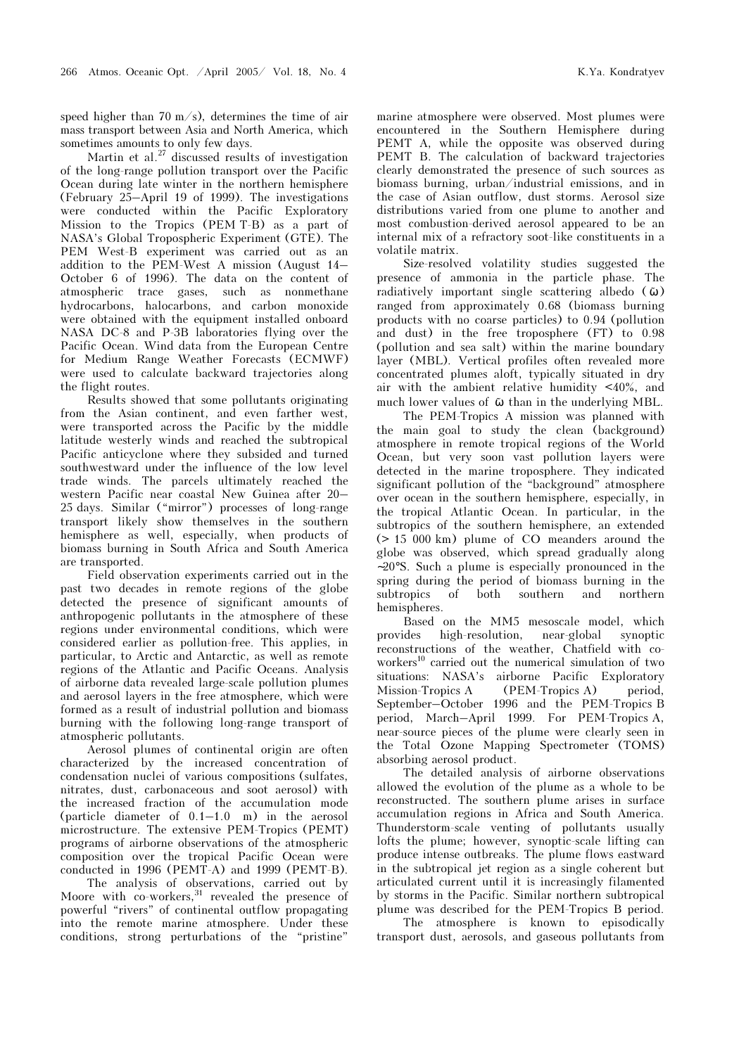speed higher than 70 m/s), determines the time of air mass transport between Asia and North America, which sometimes amounts to only few days.

Martin et al.[27] discussed results of investigation of the long-range pollution transport over the Pacific Ocean during late winter in the northern hemisphere (February 25–April 19 of 1999). The investigations were conducted within the Pacific Exploratory Mission to the Tropics (PEM T-B) as a part of NASA's Global Tropospheric Experiment (GTE). The PEM West-B experiment was carried out as an addition to the PEM-West A mission (August 14–October 6 of 1996). The data on the content of atmospheric trace gases, such as nonmethane hydrocarbons, halocarbons, and carbon monoxide were obtained with the equipment installed onboard NASA DC-8 and P-3B laboratories flying over the Pacific Ocean. Wind data from the European Centre for Medium Range Weather Forecasts (ECMWF) were used to calculate backward trajectories along the flight routes.

Results showed that some pollutants originating from the Asian continent, and even farther west, were transported across the Pacific by the middle latitude westerly winds and reached the subtropical Pacific anticyclone where they subsided and turned southwestward under the influence of the low level trade winds. The parcels ultimately reached the western Pacific near coastal New Guinea after 20–25 days. Similar ("mirror") processes of long-range transport likely show themselves in the southern hemisphere as well, especially, when products of biomass burning in South Africa and South America are transported.

Field observation experiments carried out in the past two decades in remote regions of the globe detected the presence of significant amounts of anthropogenic pollutants in the atmosphere of these regions under environmental conditions, which were considered earlier as pollution-free. This applies, in particular, to Arctic and Antarctic, as well as remote regions of the Atlantic and Pacific Oceans. Analysis of airborne data revealed large-scale pollution plumes and aerosol layers in the free atmosphere, which were formed as a result of industrial pollution and biomass burning with the following long-range transport of atmospheric pollutants.

Aerosol plumes of continental origin are often characterized by the increased concentration of condensation nuclei of various compositions (sulfates, nitrates, dust, carbonaceous and soot aerosol) with the increased fraction of the accumulation mode (particle diameter of 0.1–1.0 m) in the aerosol microstructure. The extensive PEM-Tropics (PEMT) programs of airborne observations of the atmospheric composition over the tropical Pacific Ocean were conducted in 1996 (PEMT-A) and 1999 (PEMT-B).

The analysis of observations, carried out by Moore with co-workers,[31] revealed the presence of powerful "rivers" of continental outflow propagating into the remote marine atmosphere. Under these conditions, strong perturbations of the "pristine" marine atmosphere were observed. Most plumes were encountered in the Southern Hemisphere during PEMT A, while the opposite was observed during PEMT B. The calculation of backward trajectories clearly demonstrated the presence of such sources as biomass burning, urban/industrial emissions, and in the case of Asian outflow, dust storms. Aerosol size distributions varied from one plume to another and most combustion-derived aerosol appeared to be an internal mix of a refractory soot-like constituents in a volatile matrix.

Size-resolved volatility studies suggested the presence of ammonia in the particle phase. The radiatively important single scattering albedo ($\omega$) ranged from approximately 0.68 (biomass burning products with no coarse particles) to 0.94 (pollution and dust) in the free troposphere (FT) to 0.98 (pollution and sea salt) within the marine boundary layer (MBL). Vertical profiles often revealed more concentrated plumes aloft, typically situated in dry air with the ambient relative humidity <40%, and much lower values of $\omega$ than in the underlying MBL.

The PEM-Tropics A mission was planned with the main goal to study the clean (background) atmosphere in remote tropical regions of the World Ocean, but very soon vast pollution layers were detected in the marine troposphere. They indicated significant pollution of the "background" atmosphere over ocean in the southern hemisphere, especially, in the tropical Atlantic Ocean. In particular, in the subtropics of the southern hemisphere, an extended (> 15 000 km) plume of CO meanders around the globe was observed, which spread gradually along ~20°S. Such a plume is especially pronounced in the spring during the period of biomass burning in the subtropics of both southern and northern hemispheres.

Based on the MM5 mesoscale model, which provides high-resolution, near-global synoptic reconstructions of the weather, Chatfield with co-workers[10] carried out the numerical simulation of two situations: NASA's airborne Pacific Exploratory Mission-Tropics A (PEM-Tropics A) period, September–October 1996 and the PEM-Tropics B period, March–April 1999. For PEM-Tropics A, near-source pieces of the plume were clearly seen in the Total Ozone Mapping Spectrometer (TOMS) absorbing aerosol product.

The detailed analysis of airborne observations allowed the evolution of the plume as a whole to be reconstructed. The southern plume arises in surface accumulation regions in Africa and South America. Thunderstorm-scale venting of pollutants usually lofts the plume; however, synoptic-scale lifting can produce intense outbreaks. The plume flows eastward in the subtropical jet region as a single coherent but articulated current until it is increasingly filamented by storms in the Pacific. Similar northern subtropical plume was described for the PEM-Tropics B period.

The atmosphere is known to episodically transport dust, aerosols, and gaseous pollutants from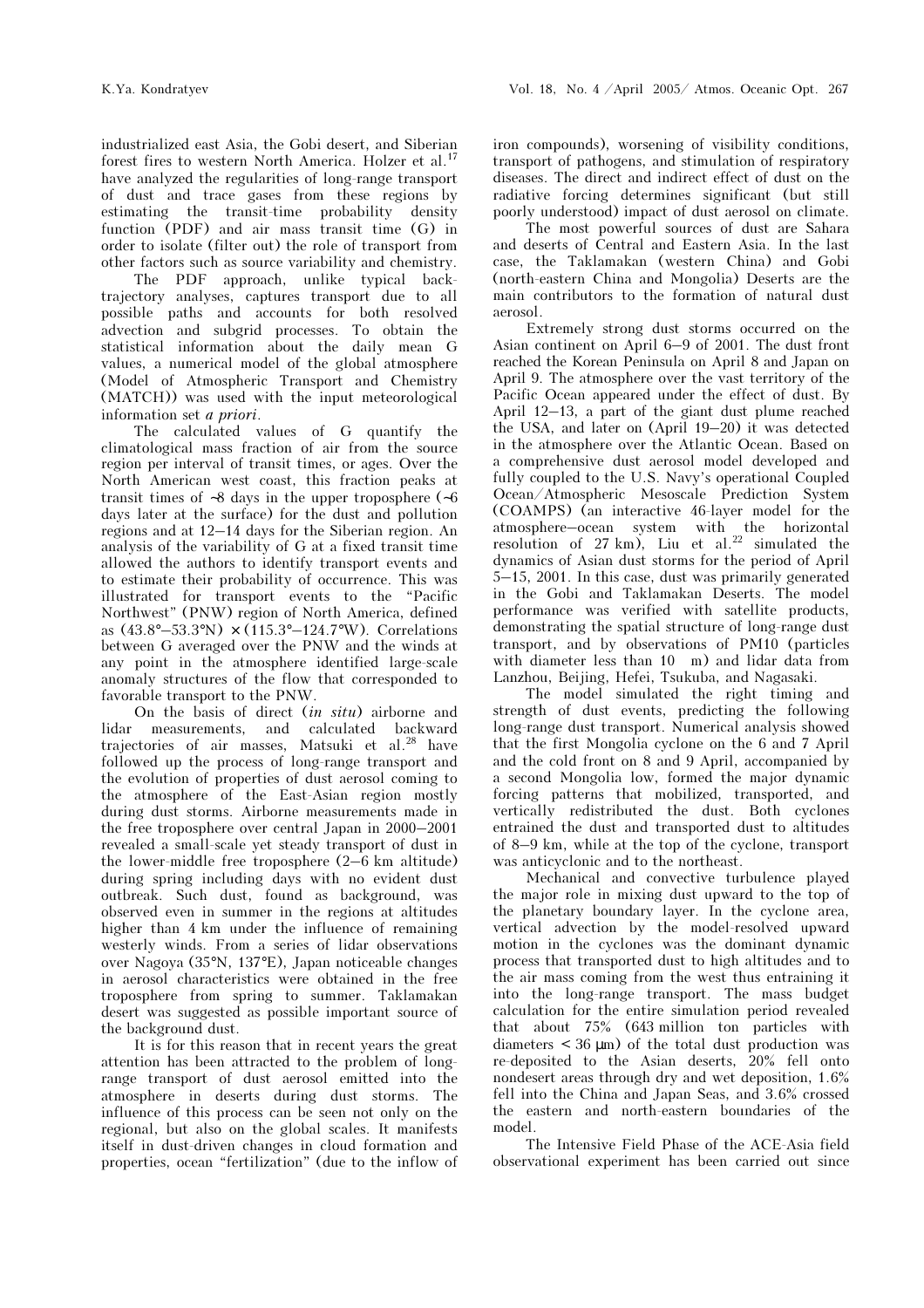industrialized east Asia, the Gobi desert, and Siberian forest fires to western North America. Holzer et al.[17] have analyzed the regularities of long-range transport of dust and trace gases from these regions by estimating the transit-time probability density function (PDF) and air mass transit time (G) in order to isolate (filter out) the role of transport from other factors such as source variability and chemistry.

The PDF approach, unlike typical back-trajectory analyses, captures transport due to all possible paths and accounts for both resolved advection and subgrid processes. To obtain the statistical information about the daily mean G values, a numerical model of the global atmosphere (Model of Atmospheric Transport and Chemistry (MATCH)) was used with the input meteorological information set *a priori*.

The calculated values of G quantify the climatological mass fraction of air from the source region per interval of transit times, or ages. Over the North American west coast, this fraction peaks at transit times of ~8 days in the upper troposphere (~6 days later at the surface) for the dust and pollution regions and at 12–14 days for the Siberian region. An analysis of the variability of G at a fixed transit time allowed the authors to identify transport events and to estimate their probability of occurrence. This was illustrated for transport events to the "Pacific Northwest" (PNW) region of North America, defined as (43.8°–53.3°N) × (115.3°–124.7°W). Correlations between G averaged over the PNW and the winds at any point in the atmosphere identified large-scale anomaly structures of the flow that corresponded to favorable transport to the PNW.

On the basis of direct (*in situ*) airborne and lidar measurements, and calculated backward trajectories of air masses, Matsuki et al.[28] have followed up the process of long-range transport and the evolution of properties of dust aerosol coming to the atmosphere of the East-Asian region mostly during dust storms. Airborne measurements made in the free troposphere over central Japan in 2000–2001 revealed a small-scale yet steady transport of dust in the lower-middle free troposphere (2–6 km altitude) during spring including days with no evident dust outbreak. Such dust, found as background, was observed even in summer in the regions at altitudes higher than 4 km under the influence of remaining westerly winds. From a series of lidar observations over Nagoya (35°N, 137°E), Japan noticeable changes in aerosol characteristics were obtained in the free troposphere from spring to summer. Taklamakan desert was suggested as possible important source of the background dust.

It is for this reason that in recent years the great attention has been attracted to the problem of long-range transport of dust aerosol emitted into the atmosphere in deserts during dust storms. The influence of this process can be seen not only on the regional, but also on the global scales. It manifests itself in dust-driven changes in cloud formation and properties, ocean "fertilization" (due to the inflow of iron compounds), worsening of visibility conditions, transport of pathogens, and stimulation of respiratory diseases. The direct and indirect effect of dust on the radiative forcing determines significant (but still poorly understood) impact of dust aerosol on climate.

The most powerful sources of dust are Sahara and deserts of Central and Eastern Asia. In the last case, the Taklamakan (western China) and Gobi (north-eastern China and Mongolia) Deserts are the main contributors to the formation of natural dust aerosol.

Extremely strong dust storms occurred on the Asian continent on April 6–9 of 2001. The dust front reached the Korean Peninsula on April 8 and Japan on April 9. The atmosphere over the vast territory of the Pacific Ocean appeared under the effect of dust. By April 12–13, a part of the giant dust plume reached the USA, and later on (April 19–20) it was detected in the atmosphere over the Atlantic Ocean. Based on a comprehensive dust aerosol model developed and fully coupled to the U.S. Navy's operational Coupled Ocean/Atmospheric Mesoscale Prediction System (COAMPS) (an interactive 46-layer model for the atmosphere–ocean system with the horizontal resolution of 27 km), Liu et al.[22] simulated the dynamics of Asian dust storms for the period of April 5–15, 2001. In this case, dust was primarily generated in the Gobi and Taklamakan Deserts. The model performance was verified with satellite products, demonstrating the spatial structure of long-range dust transport, and by observations of PM10 (particles with diameter less than 10 m) and lidar data from Lanzhou, Beijing, Hefei, Tsukuba, and Nagasaki.

The model simulated the right timing and strength of dust events, predicting the following long-range dust transport. Numerical analysis showed that the first Mongolia cyclone on the 6 and 7 April and the cold front on 8 and 9 April, accompanied by a second Mongolia low, formed the major dynamic forcing patterns that mobilized, transported, and vertically redistributed the dust. Both cyclones entrained the dust and transported dust to altitudes of 8–9 km, while at the top of the cyclone, transport was anticyclonic and to the northeast.

Mechanical and convective turbulence played the major role in mixing dust upward to the top of the planetary boundary layer. In the cyclone area, vertical advection by the model-resolved upward motion in the cyclones was the dominant dynamic process that transported dust to high altitudes and to the air mass coming from the west thus entraining it into the long-range transport. The mass budget calculation for the entire simulation period revealed that about 75% (643 million ton particles with diameters < 36 μm) of the total dust production was re-deposited to the Asian deserts, 20% fell onto nondesert areas through dry and wet deposition, 1.6% fell into the China and Japan Seas, and 3.6% crossed the eastern and north-eastern boundaries of the model.

The Intensive Field Phase of the ACE-Asia field observational experiment has been carried out since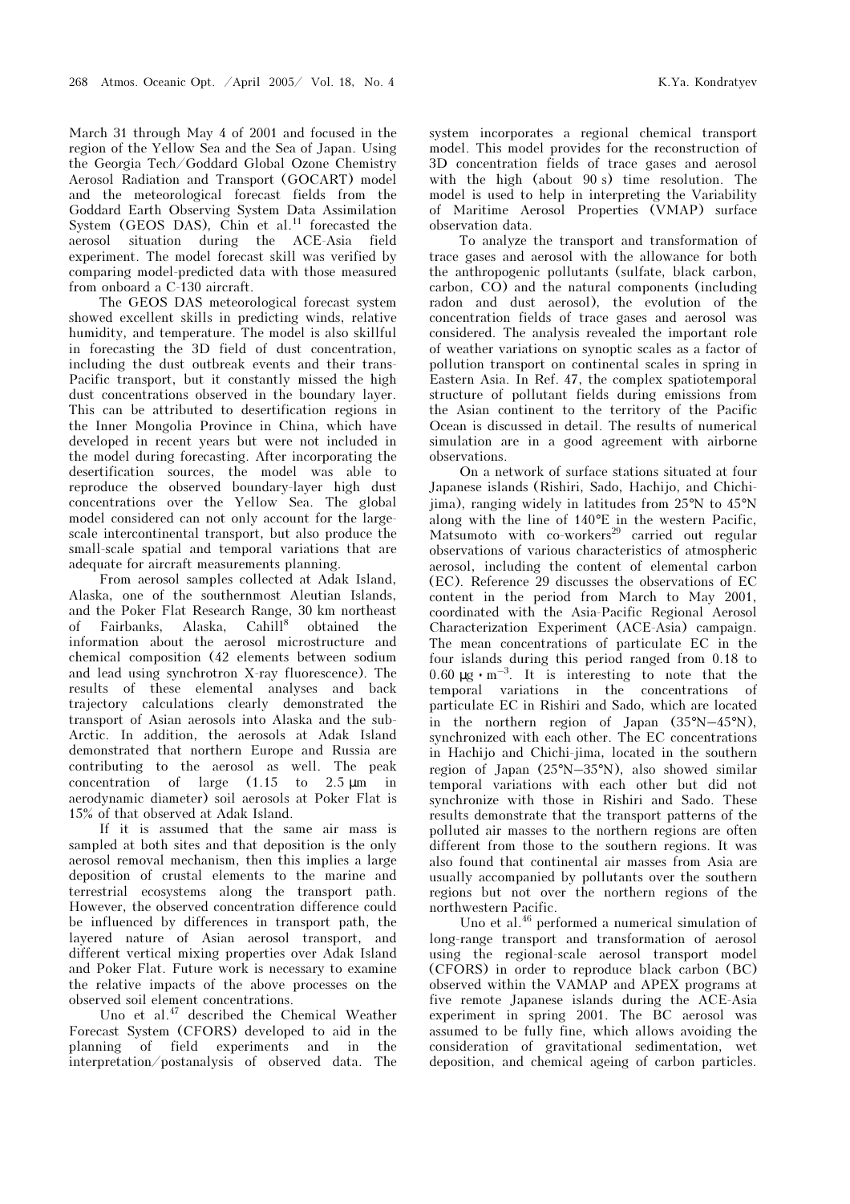March 31 through May 4 of 2001 and focused in the region of the Yellow Sea and the Sea of Japan. Using the Georgia Tech/Goddard Global Ozone Chemistry Aerosol Radiation and Transport (GOCART) model and the meteorological forecast fields from the Goddard Earth Observing System Data Assimilation System (GEOS DAS), Chin et al.[11] forecasted the aerosol situation during the ACE-Asia field experiment. The model forecast skill was verified by comparing model-predicted data with those measured from onboard a C-130 aircraft.

The GEOS DAS meteorological forecast system showed excellent skills in predicting winds, relative humidity, and temperature. The model is also skillful in forecasting the 3D field of dust concentration, including the dust outbreak events and their trans-Pacific transport, but it constantly missed the high dust concentrations observed in the boundary layer. This can be attributed to desertification regions in the Inner Mongolia Province in China, which have developed in recent years but were not included in the model during forecasting. After incorporating the desertification sources, the model was able to reproduce the observed boundary-layer high dust concentrations over the Yellow Sea. The global model considered can not only account for the large-scale intercontinental transport, but also produce the small-scale spatial and temporal variations that are adequate for aircraft measurements planning.

From aerosol samples collected at Adak Island, Alaska, one of the southernmost Aleutian Islands, and the Poker Flat Research Range, 30 km northeast of Fairbanks, Alaska, Cahill[8] obtained the information about the aerosol microstructure and chemical composition (42 elements between sodium and lead using synchrotron X-ray fluorescence). The results of these elemental analyses and back trajectory calculations clearly demonstrated the transport of Asian aerosols into Alaska and the sub-Arctic. In addition, the aerosols at Adak Island demonstrated that northern Europe and Russia are contributing to the aerosol as well. The peak concentration of large (1.15 to 2.5 μm in aerodynamic diameter) soil aerosols at Poker Flat is 15% of that observed at Adak Island.

If it is assumed that the same air mass is sampled at both sites and that deposition is the only aerosol removal mechanism, then this implies a large deposition of crustal elements to the marine and terrestrial ecosystems along the transport path. However, the observed concentration difference could be influenced by differences in transport path, the layered nature of Asian aerosol transport, and different vertical mixing properties over Adak Island and Poker Flat. Future work is necessary to examine the relative impacts of the above processes on the observed soil element concentrations.

Uno et al.[47] described the Chemical Weather Forecast System (CFORS) developed to aid in the planning of field experiments and in the interpretation/postanalysis of observed data. The system incorporates a regional chemical transport model. This model provides for the reconstruction of 3D concentration fields of trace gases and aerosol with the high (about 90 s) time resolution. The model is used to help in interpreting the Variability of Maritime Aerosol Properties (VMAP) surface observation data.

To analyze the transport and transformation of trace gases and aerosol with the allowance for both the anthropogenic pollutants (sulfate, black carbon, carbon, CO) and the natural components (including radon and dust aerosol), the evolution of the concentration fields of trace gases and aerosol was considered. The analysis revealed the important role of weather variations on synoptic scales as a factor of pollution transport on continental scales in spring in Eastern Asia. In Ref. 47, the complex spatiotemporal structure of pollutant fields during emissions from the Asian continent to the territory of the Pacific Ocean is discussed in detail. The results of numerical simulation are in a good agreement with airborne observations.

On a network of surface stations situated at four Japanese islands (Rishiri, Sado, Hachijo, and Chichi-jima), ranging widely in latitudes from 25°N to 45°N along with the line of 140°E in the western Pacific, Matsumoto with co-workers[29] carried out regular observations of various characteristics of atmospheric aerosol, including the content of elemental carbon (EC). Reference 29 discusses the observations of EC content in the period from March to May 2001, coordinated with the Asia-Pacific Regional Aerosol Characterization Experiment (ACE-Asia) campaign. The mean concentrations of particulate EC in the four islands during this period ranged from 0.18 to 0.60 $\mu g \cdot m^{-3}$. It is interesting to note that the temporal variations in the concentrations of particulate EC in Rishiri and Sado, which are located in the northern region of Japan (35°N–45°N), synchronized with each other. The EC concentrations in Hachijo and Chichi-jima, located in the southern region of Japan (25°N–35°N), also showed similar temporal variations with each other but did not synchronize with those in Rishiri and Sado. These results demonstrate that the transport patterns of the polluted air masses to the northern regions are often different from those to the southern regions. It was also found that continental air masses from Asia are usually accompanied by pollutants over the southern regions but not over the northern regions of the northwestern Pacific.

Uno et al.[46] performed a numerical simulation of long-range transport and transformation of aerosol using the regional-scale aerosol transport model (CFORS) in order to reproduce black carbon (BC) observed within the VAMAP and APEX programs at five remote Japanese islands during the ACE-Asia experiment in spring 2001. The BC aerosol was assumed to be fully fine, which allows avoiding the consideration of gravitational sedimentation, wet deposition, and chemical ageing of carbon particles.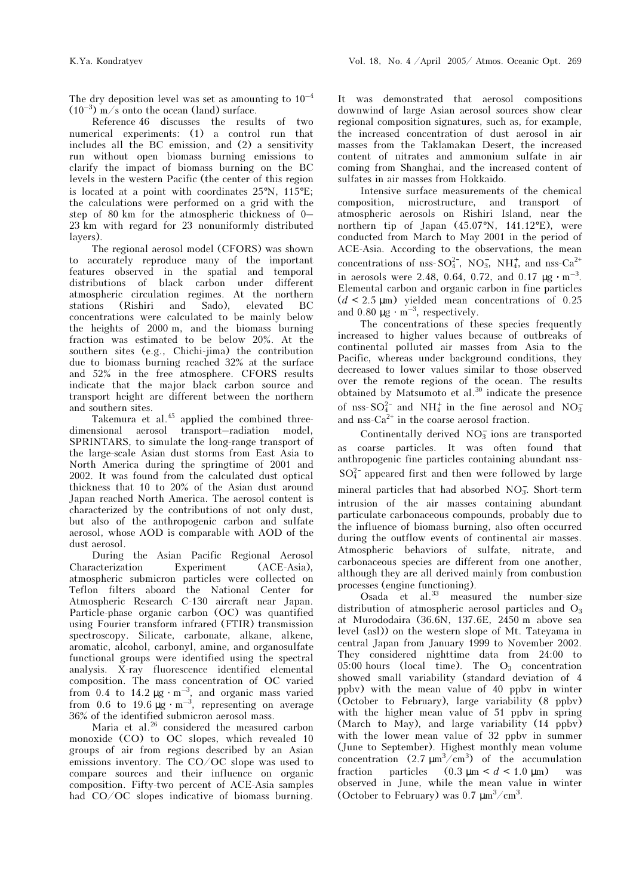The dry deposition level was set as amounting to $10^{-4}$ ($10^{-3}$) m/s onto the ocean (land) surface.

Reference 46 discusses the results of two numerical experiments: (1) a control run that includes all the BC emission, and (2) a sensitivity run without open biomass burning emissions to clarify the impact of biomass burning on the BC levels in the western Pacific (the center of this region is located at a point with coordinates 25°N, 115°E; the calculations were performed on a grid with the step of 80 km for the atmospheric thickness of 0–23 km with regard for 23 nonuniformly distributed layers).

The regional aerosol model (CFORS) was shown to accurately reproduce many of the important features observed in the spatial and temporal distributions of black carbon under different atmospheric circulation regimes. At the northern stations (Rishiri and Sado), elevated BC concentrations were calculated to be mainly below the heights of 2000 m, and the biomass burning fraction was estimated to be below 20%. At the southern sites (e.g., Chichi-jima) the contribution due to biomass burning reached 32% at the surface and 52% in the free atmosphere. CFORS results indicate that the major black carbon source and transport height are different between the northern and southern sites.

Takemura et al.[45] applied the combined three-dimensional aerosol transport–radiation model, SPRINTARS, to simulate the long-range transport of the large-scale Asian dust storms from East Asia to North America during the springtime of 2001 and 2002. It was found from the calculated dust optical thickness that 10 to 20% of the Asian dust around Japan reached North America. The aerosol content is characterized by the contributions of not only dust, but also of the anthropogenic carbon and sulfate aerosol, whose AOD is comparable with AOD of the dust aerosol.

During the Asian Pacific Regional Aerosol Characterization Experiment (ACE-Asia), atmospheric submicron particles were collected on Teflon filters aboard the National Center for Atmospheric Research C-130 aircraft near Japan. Particle-phase organic carbon (OC) was quantified using Fourier transform infrared (FTIR) transmission spectroscopy. Silicate, carbonate, alkane, alkene, aromatic, alcohol, carbonyl, amine, and organosulfate functional groups were identified using the spectral analysis. X-ray fluorescence identified elemental composition. The mass concentration of OC varied from 0.4 to 14.2 $\mu g \cdot m^{-3}$, and organic mass varied from 0.6 to 19.6 $\mu g \cdot m^{-3}$, representing on average 36% of the identified submicron aerosol mass.

Maria et al.[26] considered the measured carbon monoxide (CO) to OC slopes, which revealed 10 groups of air from regions described by an Asian emissions inventory. The CO/OC slope was used to compare sources and their influence on organic composition. Fifty-two percent of ACE-Asia samples had CO/OC slopes indicative of biomass burning. It was demonstrated that aerosol compositions downwind of large Asian aerosol sources show clear regional composition signatures, such as, for example, the increased concentration of dust aerosol in air masses from the Taklamakan Desert, the increased content of nitrates and ammonium sulfate in air coming from Shanghai, and the increased content of sulfates in air masses from Hokkaido.

Intensive surface measurements of the chemical composition, microstructure, and transport of atmospheric aerosols on Rishiri Island, near the northern tip of Japan (45.07°N, 141.12°E), were conducted from March to May 2001 in the period of ACE-Asia. According to the observations, the mean concentrations of nss-$SO_4^{2-}$, $NO_3^-$, $NH_4^+$, and nss-$Ca^{2+}$ in aerosols were 2.48, 0.64, 0.72, and 0.17 $\mu g \cdot m^{-3}$. Elemental carbon and organic carbon in fine particles ($d < 2.5$ μm) yielded mean concentrations of 0.25 and 0.80 $\mu g \cdot m^{-3}$, respectively.

The concentrations of these species frequently increased to higher values because of outbreaks of continental polluted air masses from Asia to the Pacific, whereas under background conditions, they decreased to lower values similar to those observed over the remote regions of the ocean. The results obtained by Matsumoto et al.[30] indicate the presence of nss-$SO_4^{2-}$ and $NH_4^+$ in the fine aerosol and $NO_3^-$ and nss-$Ca^{2+}$ in the coarse aerosol fraction.

Continentally derived $NO_3^-$ ions are transported as coarse particles. It was often found that anthropogenic fine particles containing abundant nss-$SO_4^{2-}$ appeared first and then were followed by large mineral particles that had absorbed $NO_3^-$. Short-term intrusion of the air masses containing abundant particulate carbonaceous compounds, probably due to the influence of biomass burning, also often occurred during the outflow events of continental air masses. Atmospheric behaviors of sulfate, nitrate, and carbonaceous species are different from one another, although they are all derived mainly from combustion processes (engine functioning).

Osada et al.[33] measured the number-size distribution of atmospheric aerosol particles and $O_3$ at Murododaira (36.6N, 137.6E, 2450 m above sea level (asl)) on the western slope of Mt. Tateyama in central Japan from January 1999 to November 2002. They considered nighttime data from 24:00 to 05:00 hours (local time). The $O_3$ concentration showed small variability (standard deviation of 4 ppbv) with the mean value of 40 ppbv in winter (October to February), large variability (8 ppbv) with the higher mean value of 51 ppbv in spring (March to May), and large variability (14 ppbv) with the lower mean value of 32 ppbv in summer (June to September). Highest monthly mean volume concentration (2.7 $\mu m^3/cm^3$) of the accumulation fraction particles (0.3 μm < $d$ < 1.0 μm) was observed in June, while the mean value in winter (October to February) was 0.7 $\mu m^3/cm^3$.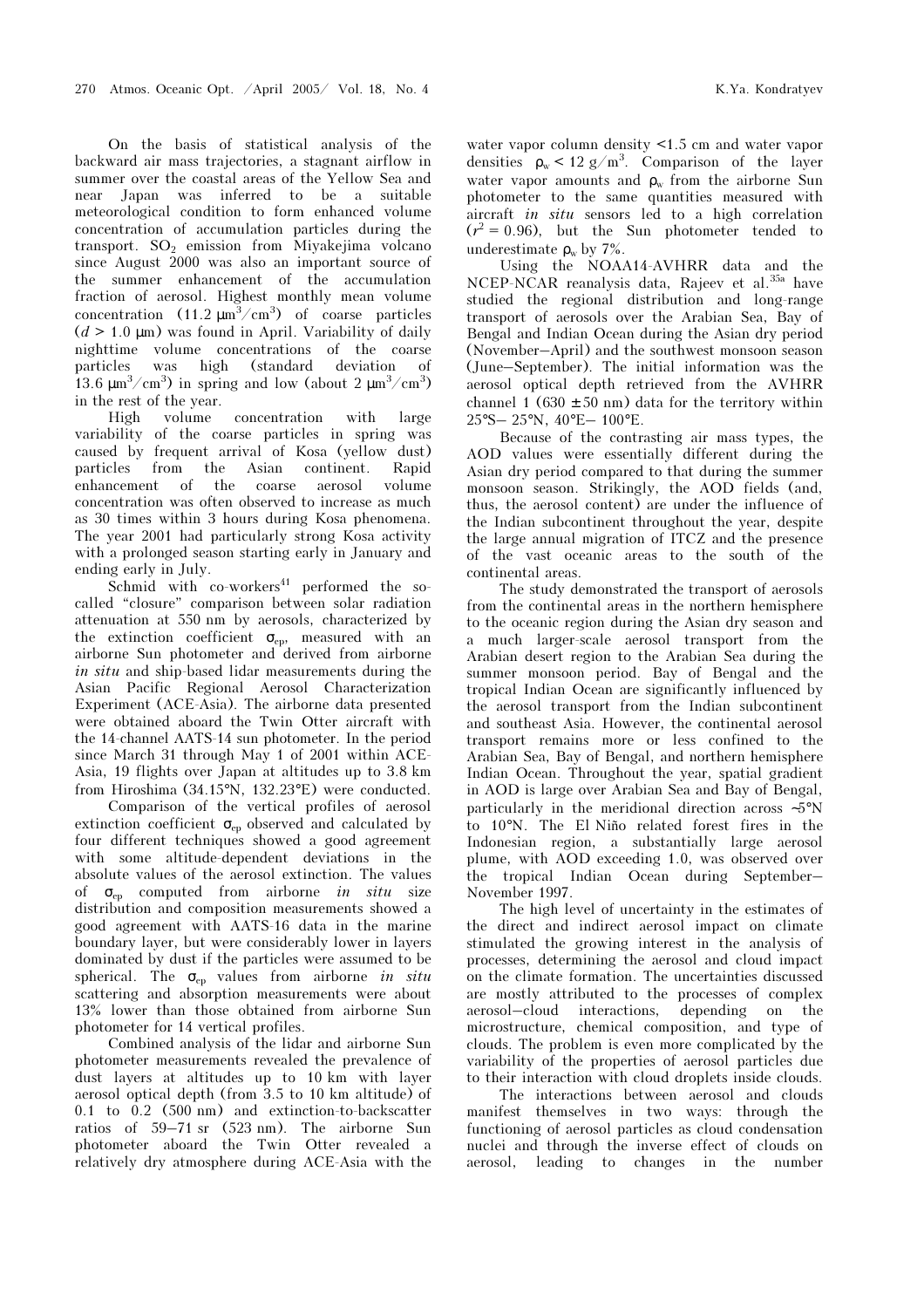On the basis of statistical analysis of the backward air mass trajectories, a stagnant airflow in summer over the coastal areas of the Yellow Sea and near Japan was inferred to be a suitable meteorological condition to form enhanced volume concentration of accumulation particles during the transport. $SO_2$ emission from Miyakejima volcano since August 2000 was also an important source of the summer enhancement of the accumulation fraction of aerosol. Highest monthly mean volume concentration (11.2 $\mu m^3/cm^3$) of coarse particles ($d > 1.0$ μm) was found in April. Variability of daily nighttime volume concentrations of the coarse particles was high (standard deviation of 13.6 $\mu m^3/cm^3$) in spring and low (about 2 $\mu m^3/cm^3$) in the rest of the year.

High volume concentration with large variability of the coarse particles in spring was caused by frequent arrival of Kosa (yellow dust) particles from the Asian continent. Rapid enhancement of the coarse aerosol volume concentration was often observed to increase as much as 30 times within 3 hours during Kosa phenomena. The year 2001 had particularly strong Kosa activity with a prolonged season starting early in January and ending early in July.

Schmid with co-workers[41] performed the so-called "closure" comparison between solar radiation attenuation at 550 nm by aerosols, characterized by the extinction coefficient $\sigma_{ep}$, measured with an airborne Sun photometer and derived from airborne *in situ* and ship-based lidar measurements during the Asian Pacific Regional Aerosol Characterization Experiment (ACE-Asia). The airborne data presented were obtained aboard the Twin Otter aircraft with the 14-channel AATS-14 sun photometer. In the period since March 31 through May 1 of 2001 within ACE-Asia, 19 flights over Japan at altitudes up to 3.8 km from Hiroshima (34.15°N, 132.23°E) were conducted.

Comparison of the vertical profiles of aerosol extinction coefficient $\sigma_{ep}$ observed and calculated by four different techniques showed a good agreement with some altitude-dependent deviations in the absolute values of the aerosol extinction. The values of $\sigma_{ep}$ computed from airborne *in situ* size distribution and composition measurements showed a good agreement with AATS-16 data in the marine boundary layer, but were considerably lower in layers dominated by dust if the particles were assumed to be spherical. The $\sigma_{ep}$ values from airborne *in situ* scattering and absorption measurements were about 13% lower than those obtained from airborne Sun photometer for 14 vertical profiles.

Combined analysis of the lidar and airborne Sun photometer measurements revealed the prevalence of dust layers at altitudes up to 10 km with layer aerosol optical depth (from 3.5 to 10 km altitude) of 0.1 to 0.2 (500 nm) and extinction-to-backscatter ratios of 59–71 sr (523 nm). The airborne Sun photometer aboard the Twin Otter revealed a relatively dry atmosphere during ACE-Asia with the water vapor column density <1.5 cm and water vapor densities $\rho_w < 12$ g/m$^3$. Comparison of the layer water vapor amounts and $\rho_w$ from the airborne Sun photometer to the same quantities measured with aircraft *in situ* sensors led to a high correlation ($r^2 = 0.96$), but the Sun photometer tended to underestimate $\rho_w$ by 7%.

Using the NOAA14-AVHRR data and the NCEP-NCAR reanalysis data, Rajeev et al.[35a] have studied the regional distribution and long-range transport of aerosols over the Arabian Sea, Bay of Bengal and Indian Ocean during the Asian dry period (November–April) and the southwest monsoon season (June–September). The initial information was the aerosol optical depth retrieved from the AVHRR channel 1 (630 ± 50 nm) data for the territory within 25°S– 25°N, 40°E– 100°E.

Because of the contrasting air mass types, the AOD values were essentially different during the Asian dry period compared to that during the summer monsoon season. Strikingly, the AOD fields (and, thus, the aerosol content) are under the influence of the Indian subcontinent throughout the year, despite the large annual migration of ITCZ and the presence of the vast oceanic areas to the south of the continental areas.

The study demonstrated the transport of aerosols from the continental areas in the northern hemisphere to the oceanic region during the Asian dry season and a much larger-scale aerosol transport from the Arabian desert region to the Arabian Sea during the summer monsoon period. Bay of Bengal and the tropical Indian Ocean are significantly influenced by the aerosol transport from the Indian subcontinent and southeast Asia. However, the continental aerosol transport remains more or less confined to the Arabian Sea, Bay of Bengal, and northern hemisphere Indian Ocean. Throughout the year, spatial gradient in AOD is large over Arabian Sea and Bay of Bengal, particularly in the meridional direction across ~5°N to 10°N. The El Niño related forest fires in the Indonesian region, a substantially large aerosol plume, with AOD exceeding 1.0, was observed over the tropical Indian Ocean during September–November 1997.

The high level of uncertainty in the estimates of the direct and indirect aerosol impact on climate stimulated the growing interest in the analysis of processes, determining the aerosol and cloud impact on the climate formation. The uncertainties discussed are mostly attributed to the processes of complex aerosol–cloud interactions, depending on the microstructure, chemical composition, and type of clouds. The problem is even more complicated by the variability of the properties of aerosol particles due to their interaction with cloud droplets inside clouds.

The interactions between aerosol and clouds manifest themselves in two ways: through the functioning of aerosol particles as cloud condensation nuclei and through the inverse effect of clouds on aerosol, leading to changes in the number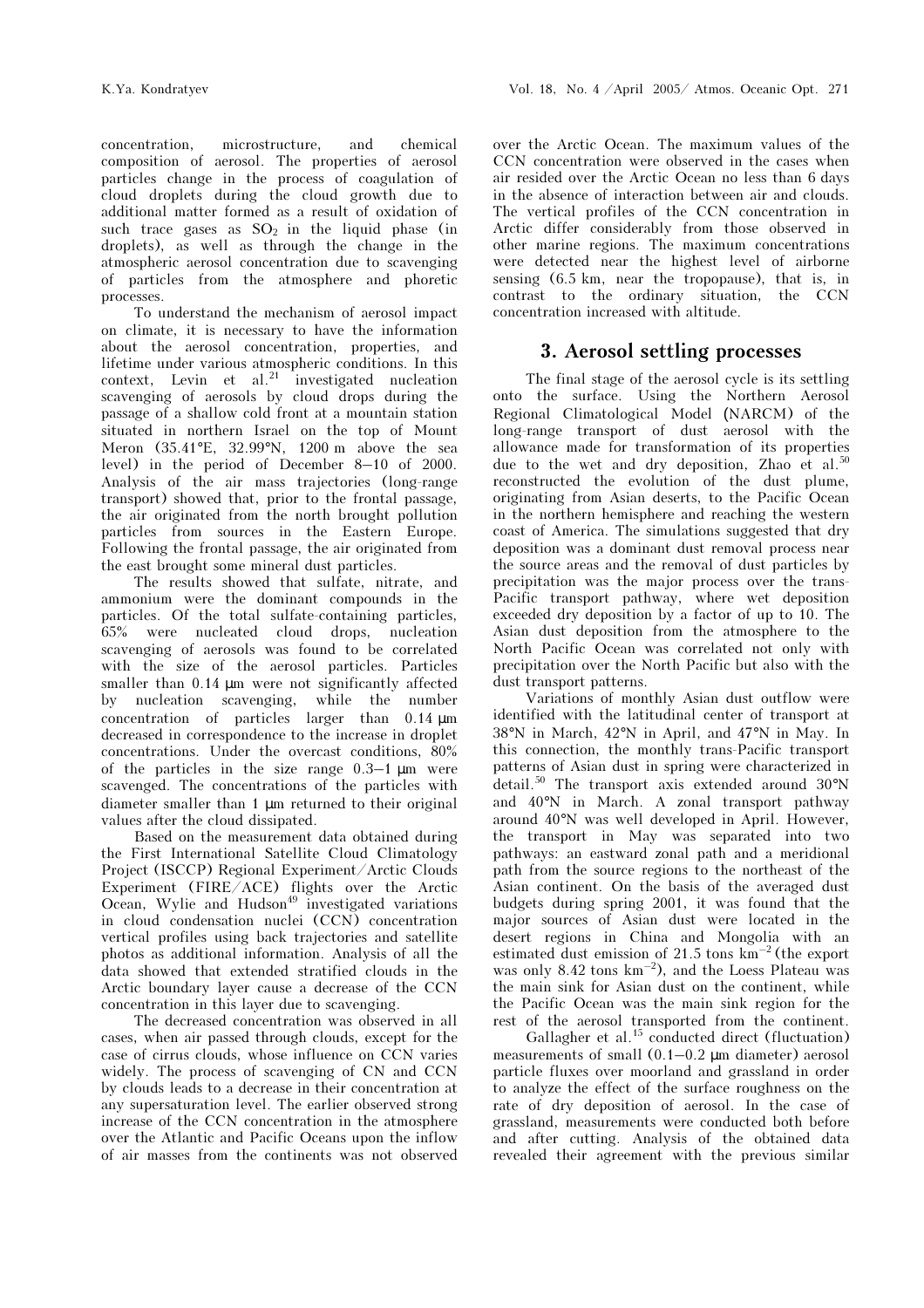concentration, microstructure, and chemical composition of aerosol. The properties of aerosol particles change in the process of coagulation of cloud droplets during the cloud growth due to additional matter formed as a result of oxidation of such trace gases as $SO_2$ in the liquid phase (in droplets), as well as through the change in the atmospheric aerosol concentration due to scavenging of particles from the atmosphere and phoretic processes.

To understand the mechanism of aerosol impact on climate, it is necessary to have the information about the aerosol concentration, properties, and lifetime under various atmospheric conditions. In this context, Levin et al.[21] investigated nucleation scavenging of aerosols by cloud drops during the passage of a shallow cold front at a mountain station situated in northern Israel on the top of Mount Meron (35.41°E, 32.99°N, 1200 m above the sea level) in the period of December 8–10 of 2000. Analysis of the air mass trajectories (long-range transport) showed that, prior to the frontal passage, the air originated from the north brought pollution particles from sources in the Eastern Europe. Following the frontal passage, the air originated from the east brought some mineral dust particles.

The results showed that sulfate, nitrate, and ammonium were the dominant compounds in the particles. Of the total sulfate-containing particles, 65% were nucleated cloud drops, nucleation scavenging of aerosols was found to be correlated with the size of the aerosol particles. Particles smaller than 0.14 μm were not significantly affected by nucleation scavenging, while the number concentration of particles larger than 0.14 μm decreased in correspondence to the increase in droplet concentrations. Under the overcast conditions, 80% of the particles in the size range 0.3–1 μm were scavenged. The concentrations of the particles with diameter smaller than 1 μm returned to their original values after the cloud dissipated.

Based on the measurement data obtained during the First International Satellite Cloud Climatology Project (ISCCP) Regional Experiment/Arctic Clouds Experiment (FIRE/ACE) flights over the Arctic Ocean, Wylie and Hudson[49] investigated variations in cloud condensation nuclei (CCN) concentration vertical profiles using back trajectories and satellite photos as additional information. Analysis of all the data showed that extended stratified clouds in the Arctic boundary layer cause a decrease of the CCN concentration in this layer due to scavenging.

The decreased concentration was observed in all cases, when air passed through clouds, except for the case of cirrus clouds, whose influence on CCN varies widely. The process of scavenging of CN and CCN by clouds leads to a decrease in their concentration at any supersaturation level. The earlier observed strong increase of the CCN concentration in the atmosphere over the Atlantic and Pacific Oceans upon the inflow of air masses from the continents was not observed over the Arctic Ocean. The maximum values of the CCN concentration were observed in the cases when air resided over the Arctic Ocean no less than 6 days in the absence of interaction between air and clouds. The vertical profiles of the CCN concentration in Arctic differ considerably from those observed in other marine regions. The maximum concentrations were detected near the highest level of airborne sensing (6.5 km, near the tropopause), that is, in contrast to the ordinary situation, the CCN concentration increased with altitude.

## 3. Aerosol settling processes

The final stage of the aerosol cycle is its settling onto the surface. Using the Northern Aerosol Regional Climatological Model (NARCM) of the long-range transport of dust aerosol with the allowance made for transformation of its properties due to the wet and dry deposition, Zhao et al.[50] reconstructed the evolution of the dust plume, originating from Asian deserts, to the Pacific Ocean in the northern hemisphere and reaching the western coast of America. The simulations suggested that dry deposition was a dominant dust removal process near the source areas and the removal of dust particles by precipitation was the major process over the trans-Pacific transport pathway, where wet deposition exceeded dry deposition by a factor of up to 10. The Asian dust deposition from the atmosphere to the North Pacific Ocean was correlated not only with precipitation over the North Pacific but also with the dust transport patterns.

Variations of monthly Asian dust outflow were identified with the latitudinal center of transport at 38°N in March, 42°N in April, and 47°N in May. In this connection, the monthly trans-Pacific transport patterns of Asian dust in spring were characterized in detail.[50] The transport axis extended around 30°N and 40°N in March. A zonal transport pathway around 40°N was well developed in April. However, the transport in May was separated into two pathways: an eastward zonal path and a meridional path from the source regions to the northeast of the Asian continent. On the basis of the averaged dust budgets during spring 2001, it was found that the major sources of Asian dust were located in the desert regions in China and Mongolia with an estimated dust emission of 21.5 tons $km^{-2}$ (the export was only 8.42 tons $km^{-2}$), and the Loess Plateau was the main sink for Asian dust on the continent, while the Pacific Ocean was the main sink region for the rest of the aerosol transported from the continent.

Gallagher et al.[15] conducted direct (fluctuation) measurements of small (0.1–0.2 μm diameter) aerosol particle fluxes over moorland and grassland in order to analyze the effect of the surface roughness on the rate of dry deposition of aerosol. In the case of grassland, measurements were conducted both before and after cutting. Analysis of the obtained data revealed their agreement with the previous similar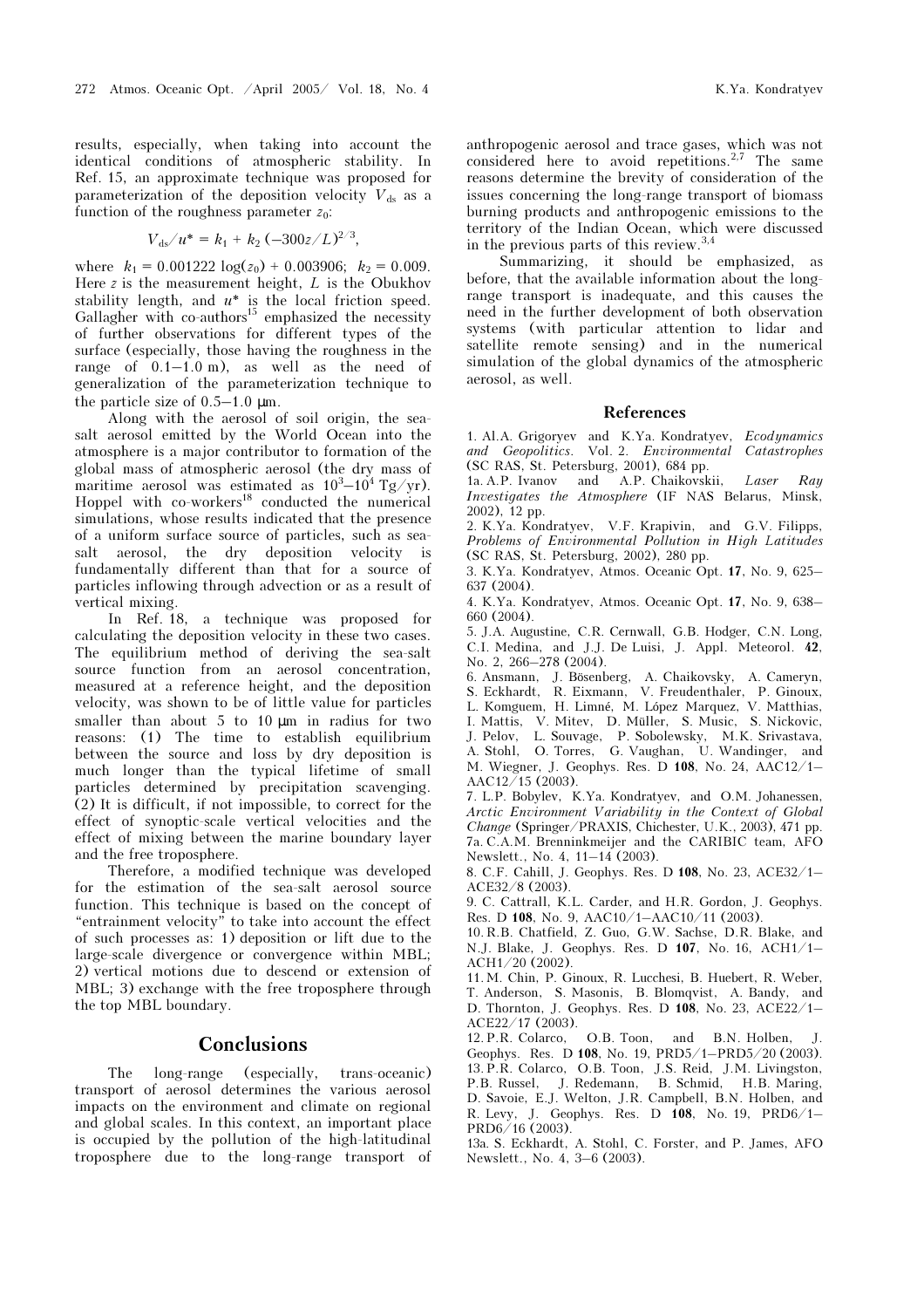results, especially, when taking into account the identical conditions of atmospheric stability. In Ref. 15, an approximate technique was proposed for parameterization of the deposition velocity $V_{ds}$ as a function of the roughness parameter $z_0$:

$$V_{ds}/u^* = k_1 + k_2\,(-300z/L)^{2/3},$$

where $k_1 = 0.001222\,\log(z_0) + 0.003906$; $k_2 = 0.009$. Here $z$ is the measurement height, $L$ is the Obukhov stability length, and $u^*$ is the local friction speed. Gallagher with co-authors[15] emphasized the necessity of further observations for different types of the surface (especially, those having the roughness in the range of 0.1–1.0 m), as well as the need of generalization of the parameterization technique to the particle size of 0.5–1.0 μm.

Along with the aerosol of soil origin, the sea-salt aerosol emitted by the World Ocean into the atmosphere is a major contributor to formation of the global mass of atmospheric aerosol (the dry mass of maritime aerosol was estimated as $10^3$–$10^4$ Tg/yr). Hoppel with co-workers[18] conducted the numerical simulations, whose results indicated that the presence of a uniform surface source of particles, such as sea-salt aerosol, the dry deposition velocity is fundamentally different than that for a source of particles inflowing through advection or as a result of vertical mixing.

In Ref. 18, a technique was proposed for calculating the deposition velocity in these two cases. The equilibrium method of deriving the sea-salt source function from an aerosol concentration, measured at a reference height, and the deposition velocity, was shown to be of little value for particles smaller than about 5 to 10 μm in radius for two reasons: (1) The time to establish equilibrium between the source and loss by dry deposition is much longer than the typical lifetime of small particles determined by precipitation scavenging. (2) It is difficult, if not impossible, to correct for the effect of synoptic-scale vertical velocities and the effect of mixing between the marine boundary layer and the free troposphere.

Therefore, a modified technique was developed for the estimation of the sea-salt aerosol source function. This technique is based on the concept of "entrainment velocity" to take into account the effect of such processes as: 1) deposition or lift due to the large-scale divergence or convergence within MBL; 2) vertical motions due to descend or extension of MBL; 3) exchange with the free troposphere through the top MBL boundary.

## Conclusions

The long-range (especially, trans-oceanic) transport of aerosol determines the various aerosol impacts on the environment and climate on regional and global scales. In this context, an important place is occupied by the pollution of the high-latitudinal troposphere due to the long-range transport of anthropogenic aerosol and trace gases, which was not considered here to avoid repetitions.[2,7] The same reasons determine the brevity of consideration of the issues concerning the long-range transport of biomass burning products and anthropogenic emissions to the territory of the Indian Ocean, which were discussed in the previous parts of this review.[3,4]

Summarizing, it should be emphasized, as before, that the available information about the long-range transport is inadequate, and this causes the need in the further development of both observation systems (with particular attention to lidar and satellite remote sensing) and in the numerical simulation of the global dynamics of the atmospheric aerosol, as well.

## References

1. Al.A. Grigoryev and K.Ya. Kondratyev, *Ecodynamics and Geopolitics*. Vol. 2. *Environmental Catastrophes* (SC RAS, St. Petersburg, 2001), 684 pp.

1a. A.P. Ivanov and A.P. Chaikovskii, *Laser Ray Investigates the Atmosphere* (IF NAS Belarus, Minsk, 2002), 12 pp.

2. K.Ya. Kondratyev, V.F. Krapivin, and G.V. Filipps, *Problems of Environmental Pollution in High Latitudes* (SC RAS, St. Petersburg, 2002), 280 pp.

3. K.Ya. Kondratyev, Atmos. Oceanic Opt. **17**, No. 9, 625–637 (2004).

4. K.Ya. Kondratyev, Atmos. Oceanic Opt. **17**, No. 9, 638–660 (2004).

5. J.A. Augustine, C.R. Cernwall, G.B. Hodger, C.N. Long, C.I. Medina, and J.J. De Luisi, J. Appl. Meteorol. **42**, No. 2, 266–278 (2004).

6. Ansmann, J. Bösenberg, A. Chaikovsky, A. Cameryn, S. Eckhardt, R. Eixmann, V. Freudenthaler, P. Ginoux, L. Komguem, H. Limné, M. López Marquez, V. Matthias, I. Mattis, V. Mitev, D. Müller, S. Music, S. Nickovic, J. Pelov, L. Souvage, P. Sobolewsky, M.K. Srivastava, A. Stohl, O. Torres, G. Vaughan, U. Wandinger, and M. Wiegner, J. Geophys. Res. D **108**, No. 24, AAC12/1–AAC12/15 (2003).

7. L.P. Bobylev, K.Ya. Kondratyev, and O.M. Johanessen, *Arctic Environment Variability in the Context of Global Change* (Springer/PRAXIS, Chichester, U.K., 2003), 471 pp.

7a. C.A.M. Brenninkmeijer and the CARIBIC team, AFO Newslett., No. 4, 11–14 (2003).

8. C.F. Cahill, J. Geophys. Res. D **108**, No. 23, ACE32/1–ACE32/8 (2003).

9. C. Cattrall, K.L. Carder, and H.R. Gordon, J. Geophys. Res. D **108**, No. 9, AAC10/1–AAC10/11 (2003).

10. R.B. Chatfield, Z. Guo, G.W. Sachse, D.R. Blake, and N.J. Blake, J. Geophys. Res. D **107**, No. 16, ACH1/1–ACH1/20 (2002).

11. M. Chin, P. Ginoux, R. Lucchesi, B. Huebert, R. Weber, T. Anderson, S. Masonis, B. Blomqvist, A. Bandy, and D. Thornton, J. Geophys. Res. D **108**, No. 23, ACE22/1–ACE22/17 (2003).

12. P.R. Colarco, O.B. Toon, and B.N. Holben, J. Geophys. Res. D **108**, No. 19, PRD5/1–PRD5/20 (2003).

13. P.R. Colarco, O.B. Toon, J.S. Reid, J.M. Livingston, P.B. Russel, J. Redemann, B. Schmid, H.B. Maring, D. Savoie, E.J. Welton, J.R. Campbell, B.N. Holben, and R. Levy, J. Geophys. Res. D **108**, No. 19, PRD6/1–PRD6/16 (2003).

13a. S. Eckhardt, A. Stohl, C. Forster, and P. James, AFO Newslett., No. 4, 3–6 (2003).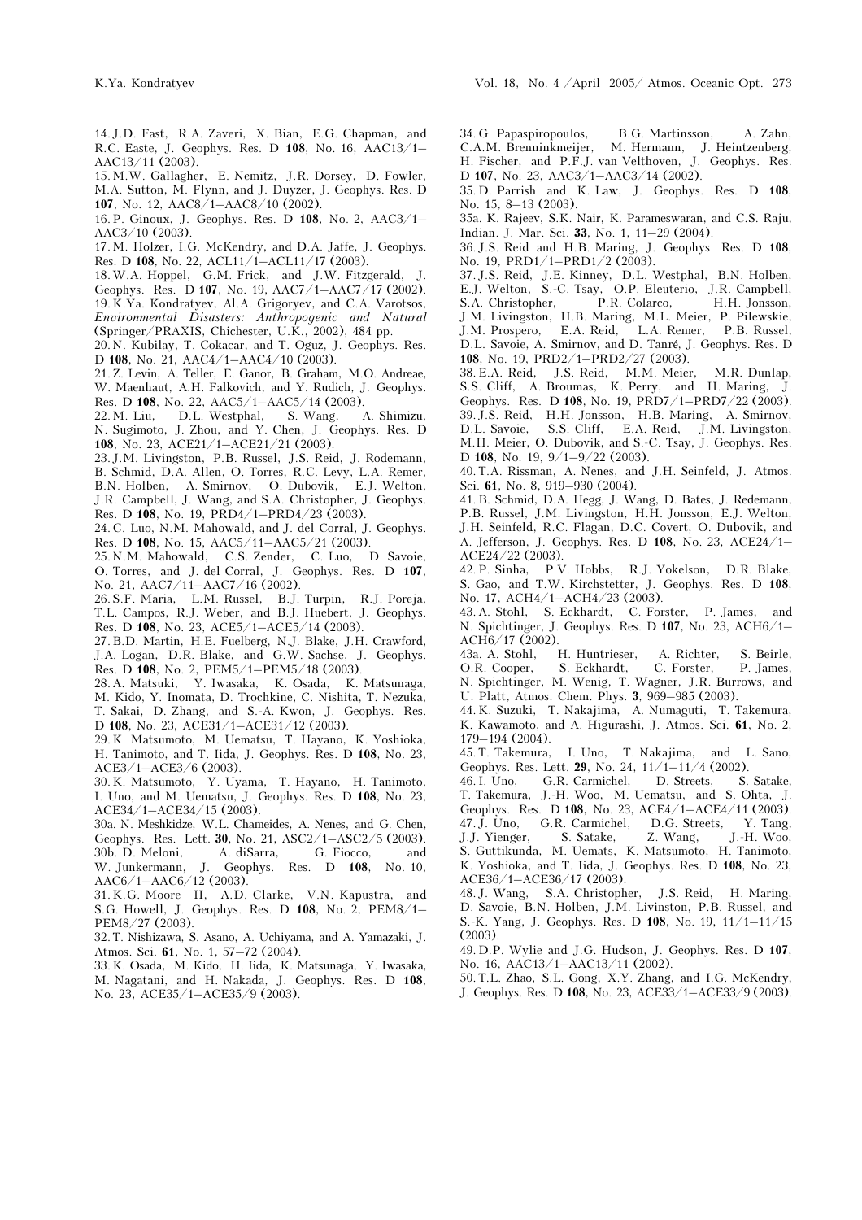14. J.D. Fast, R.A. Zaveri, X. Bian, E.G. Chapman, and R.C. Easte, J. Geophys. Res. D **108**, No. 16, AAC13/1–AAC13/11 (2003).

15. M.W. Gallagher, E. Nemitz, J.R. Dorsey, D. Fowler, M.A. Sutton, M. Flynn, and J. Duyzer, J. Geophys. Res. D **107**, No. 12, AAC8/1–AAC8/10 (2002).

16. P. Ginoux, J. Geophys. Res. D **108**, No. 2, AAC3/1–AAC3/10 (2003).

17. M. Holzer, I.G. McKendry, and D.A. Jaffe, J. Geophys. Res. D **108**, No. 22, ACL11/1–ACL11/17 (2003).

18. W.A. Hoppel, G.M. Frick, and J.W. Fitzgerald, J. Geophys. Res. D **107**, No. 19, AAC7/1–AAC7/17 (2002).

19. K.Ya. Kondratyev, Al.A. Grigoryev, and C.A. Varotsos, *Environmental Disasters: Anthropogenic and Natural* (Springer/PRAXIS, Chichester, U.K., 2002), 484 pp.

20. N. Kubilay, T. Cokacar, and T. Oguz, J. Geophys. Res. D **108**, No. 21, AAC4/1–AAC4/10 (2003).

21. Z. Levin, A. Teller, E. Ganor, B. Graham, M.O. Andreae, W. Maenhaut, A.H. Falkovich, and Y. Rudich, J. Geophys. Res. D **108**, No. 22, AAC5/1–AAC5/14 (2003).

22. M. Liu, D.L. Westphal, S. Wang, A. Shimizu, N. Sugimoto, J. Zhou, and Y. Chen, J. Geophys. Res. D **108**, No. 23, ACE21/1–ACE21/21 (2003).

23. J.M. Livingston, P.B. Russel, J.S. Reid, J. Rodemann, B. Schmid, D.A. Allen, O. Torres, R.C. Levy, L.A. Remer, B.N. Holben, A. Smirnov, O. Dubovik, E.J. Welton, J.R. Campbell, J. Wang, and S.A. Christopher, J. Geophys. Res. D **108**, No. 19, PRD4/1–PRD4/23 (2003).

24. C. Luo, N.M. Mahowald, and J. del Corral, J. Geophys. Res. D **108**, No. 15, AAC5/11–AAC5/21 (2003).

25. N.M. Mahowald, C.S. Zender, C. Luo, D. Savoie, O. Torres, and J. del Corral, J. Geophys. Res. D **107**, No. 21, AAC7/11–AAC7/16 (2002).

26. S.F. Maria, L.M. Russel, B.J. Turpin, R.J. Poreja, T.L. Campos, R.J. Weber, and B.J. Huebert, J. Geophys. Res. D **108**, No. 23, ACE5/1–ACE5/14 (2003).

27. B.D. Martin, H.E. Fuelberg, N.J. Blake, J.H. Crawford, J.A. Logan, D.R. Blake, and G.W. Sachse, J. Geophys. Res. D **108**, No. 2, PEM5/1–PEM5/18 (2003).

28. A. Matsuki, Y. Iwasaka, K. Osada, K. Matsunaga, M. Kido, Y. Inomata, D. Trochkine, C. Nishita, T. Nezuka, T. Sakai, D. Zhang, and S.-A. Kwon, J. Geophys. Res. D **108**, No. 23, ACE31/1–ACE31/12 (2003).

29. K. Matsumoto, M. Uematsu, T. Hayano, K. Yoshioka, H. Tanimoto, and T. Iida, J. Geophys. Res. D **108**, No. 23, ACE3/1–ACE3/6 (2003).

30. K. Matsumoto, Y. Uyama, T. Hayano, H. Tanimoto, I. Uno, and M. Uematsu, J. Geophys. Res. D **108**, No. 23, ACE34/1–ACE34/15 (2003).

30a. N. Meshkidze, W.L. Chameides, A. Nenes, and G. Chen, Geophys. Res. Lett. **30**, No. 21, ASC2/1–ASC2/5 (2003).

30b. D. Meloni, A. diSarra, G. Fiocco, and W. Junkermann, J. Geophys. Res. D **108**, No. 10, AAC6/1–AAC6/12 (2003).

31. K.G. Moore II, A.D. Clarke, V.N. Kapustra, and S.G. Howell, J. Geophys. Res. D **108**, No. 2, PEM8/1–PEM8/27 (2003).

32. T. Nishizawa, S. Asano, A. Uchiyama, and A. Yamazaki, J. Atmos. Sci. **61**, No. 1, 57–72 (2004).

33. K. Osada, M. Kido, H. Iida, K. Matsunaga, Y. Iwasaka, M. Nagatani, and H. Nakada, J. Geophys. Res. D **108**, No. 23, ACE35/1–ACE35/9 (2003).

34. G. Papaspiropoulos, B.G. Martinsson, A. Zahn, C.A.M. Brenninkmeijer, M. Hermann, J. Heintzenberg, H. Fischer, and P.F.J. van Velthoven, J. Geophys. Res. D **107**, No. 23, AAC3/1–AAC3/14 (2002).

35. D. Parrish and K. Law, J. Geophys. Res. D **108**, No. 15, 8–13 (2003).

35a. K. Rajeev, S.K. Nair, K. Parameswaran, and C.S. Raju, Indian. J. Mar. Sci. **33**, No. 1, 11–29 (2004).

36. J.S. Reid and H.B. Maring, J. Geophys. Res. D **108**, No. 19, PRD1/1–PRD1/2 (2003).

37. J.S. Reid, J.E. Kinney, D.L. Westphal, B.N. Holben, E.J. Welton, S.-C. Tsay, O.P. Eleuterio, J.R. Campbell, S.A. Christopher, P.R. Colarco, H.H. Jonsson, J.M. Livingston, H.B. Maring, M.L. Meier, P. Pilewskie, J.M. Prospero, E.A. Reid, L.A. Remer, P.B. Russel, D.L. Savoie, A. Smirnov, and D. Tanré, J. Geophys. Res. D **108**, No. 19, PRD2/1–PRD2/27 (2003).

38. E.A. Reid, J.S. Reid, M.M. Meier, M.R. Dunlap, S.S. Cliff, A. Broumas, K. Perry, and H. Maring, J. Geophys. Res. D **108**, No. 19, PRD7/1–PRD7/22 (2003).

39. J.S. Reid, H.H. Jonsson, H.B. Maring, A. Smirnov, D.L. Savoie, S.S. Cliff, E.A. Reid, J.M. Livingston, M.H. Meier, O. Dubovik, and S.-C. Tsay, J. Geophys. Res. D **108**, No. 19, 9/1–9/22 (2003).

40. T.A. Rissman, A. Nenes, and J.H. Seinfeld, J. Atmos. Sci. **61**, No. 8, 919–930 (2004).

41. B. Schmid, D.A. Hegg, J. Wang, D. Bates, J. Redemann, P.B. Russel, J.M. Livingston, H.H. Jonsson, E.J. Welton, J.H. Seinfeld, R.C. Flagan, D.C. Covert, O. Dubovik, and A. Jefferson, J. Geophys. Res. D **108**, No. 23, ACE24/1–ACE24/22 (2003).

42. P. Sinha, P.V. Hobbs, R.J. Yokelson, D.R. Blake, S. Gao, and T.W. Kirchstetter, J. Geophys. Res. D **108**, No. 17, ACH4/1–ACH4/23 (2003).

43. A. Stohl, S. Eckhardt, C. Forster, P. James, and N. Spichtinger, J. Geophys. Res. D **107**, No. 23, ACH6/1–ACH6/17 (2002).

43a. A. Stohl, H. Huntrieser, A. Richter, S. Beirle, O.R. Cooper, S. Eckhardt, C. Forster, P. James, N. Spichtinger, M. Wenig, T. Wagner, J.R. Burrows, and U. Platt, Atmos. Chem. Phys. **3**, 969–985 (2003).

44. K. Suzuki, T. Nakajima, A. Numaguti, T. Takemura, K. Kawamoto, and A. Higurashi, J. Atmos. Sci. **61**, No. 2, 179–194 (2004).

45. T. Takemura, I. Uno, T. Nakajima, and L. Sano, Geophys. Res. Lett. **29**, No. 24, 11/1–11/4 (2002).

46. I. Uno, G.R. Carmichel, D. Streets, S. Satake, T. Takemura, J.-H. Woo, M. Uematsu, and S. Ohta, J. Geophys. Res. D **108**, No. 23, ACE4/1–ACE4/11 (2003).

47. J. Uno, G.R. Carmichel, D.G. Streets, Y. Tang, J.J. Yienger, S. Satake, Z. Wang, J.-H. Woo, S. Guttikunda, M. Uemats, K. Matsumoto, H. Tanimoto, K. Yoshioka, and T. Iida, J. Geophys. Res. D **108**, No. 23, ACE36/1–ACE36/17 (2003).

48. J. Wang, S.A. Christopher, J.S. Reid, H. Maring, D. Savoie, B.N. Holben, J.M. Livinston, P.B. Russel, and S.-K. Yang, J. Geophys. Res. D **108**, No. 19, 11/1–11/15 (2003).

49. D.P. Wylie and J.G. Hudson, J. Geophys. Res. D **107**, No. 16, AAC13/1–AAC13/11 (2002).

50. T.L. Zhao, S.L. Gong, X.Y. Zhang, and I.G. McKendry, J. Geophys. Res. D **108**, No. 23, ACE33/1–ACE33/9 (2003).